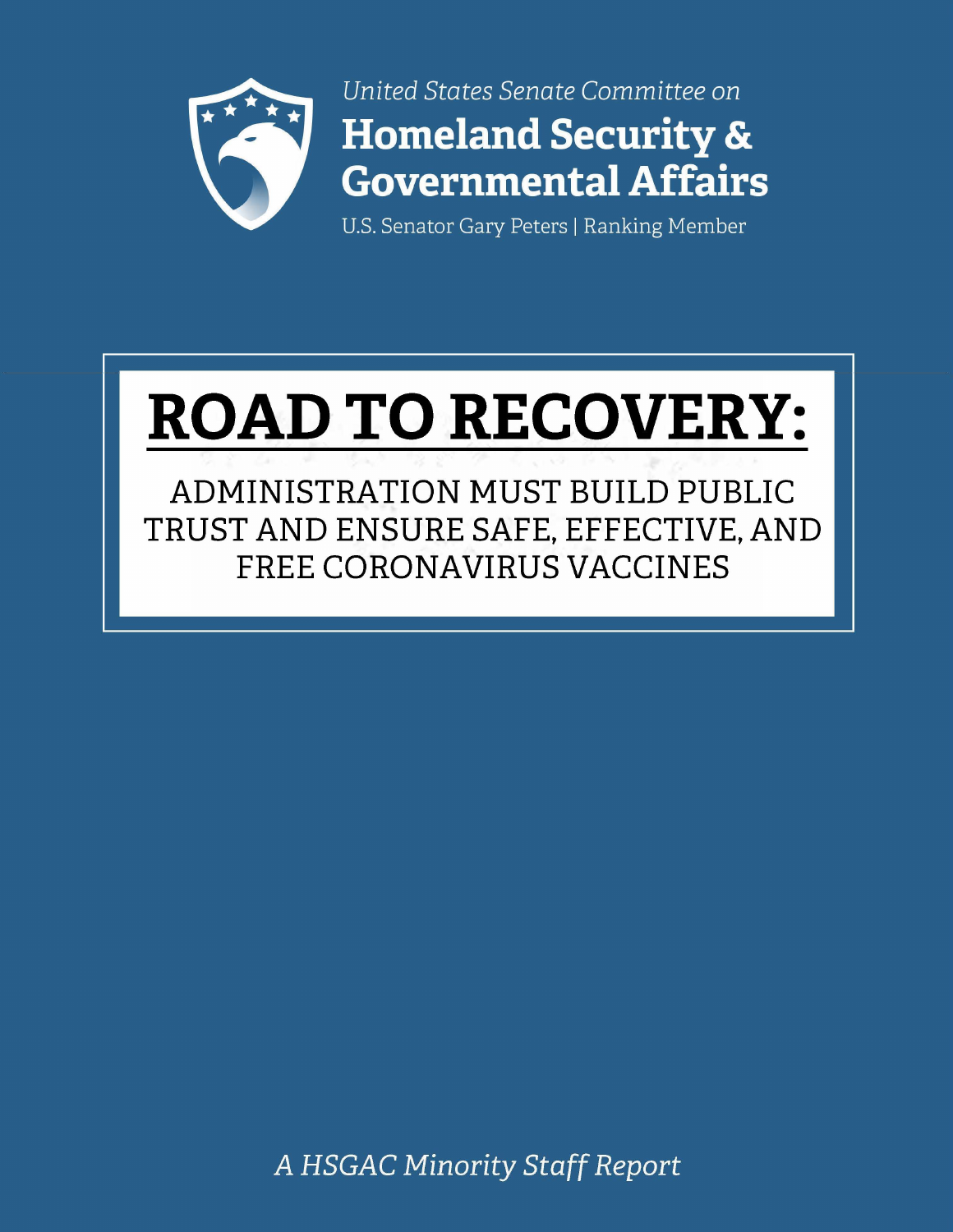*United States Senate Committee on*

**Homeland Security & Governmental Affairs**

U.S. Senator Gary Peters | Ranking Member

# ROAD TO RECOVERY:

## ADMINISTRATION MUST BUILD PUBLIC TRUST AND ENSURE SAFE, EFFECTIVE, AND FREE CORONAVIRUS VACCINES

*A HSGAC Minority Staff Report*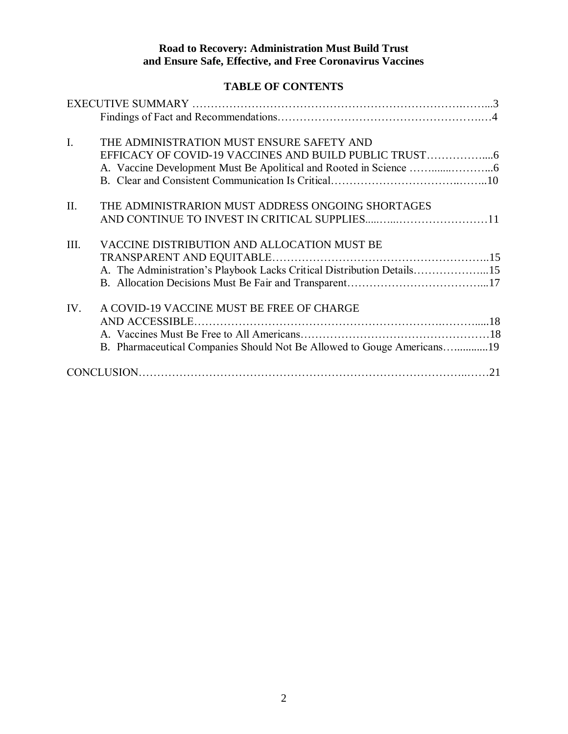**Road to Recovery: Administration Must Build Trust and Ensure Safe, Effective, and Free Coronavirus Vaccines**

## TABLE OF CONTENTS

EXECUTIVE SUMMARY ........................................................................................3
- Findings of Fact and Recommendations....................................................................4

I. THE ADMINISTRATION MUST ENSURE SAFETY AND EFFICACY OF COVID-19 VACCINES AND BUILD PUBLIC TRUST........................6
   - A. Vaccine Development Must Be Apolitical and Rooted in Science ........................6
   - B. Clear and Consistent Communication Is Critical......................................................10

II. THE ADMINISTRARION MUST ADDRESS ONGOING SHORTAGES AND CONTINUE TO INVEST IN CRITICAL SUPPLIES.......................................11

III. VACCINE DISTRIBUTION AND ALLOCATION MUST BE TRANSPARENT AND EQUITABLE.......................................................................15
   - A. The Administration's Playbook Lacks Critical Distribution Details.....................15
   - B. Allocation Decisions Must Be Fair and Transparent............................................17

IV. A COVID-19 VACCINE MUST BE FREE OF CHARGE AND ACCESSIBLE...............................................................................................18
   - A. Vaccines Must Be Free to All Americans.............................................................18
   - B. Pharmaceutical Companies Should Not Be Allowed to Gouge Americans..............19

CONCLUSION.................................................................................................................21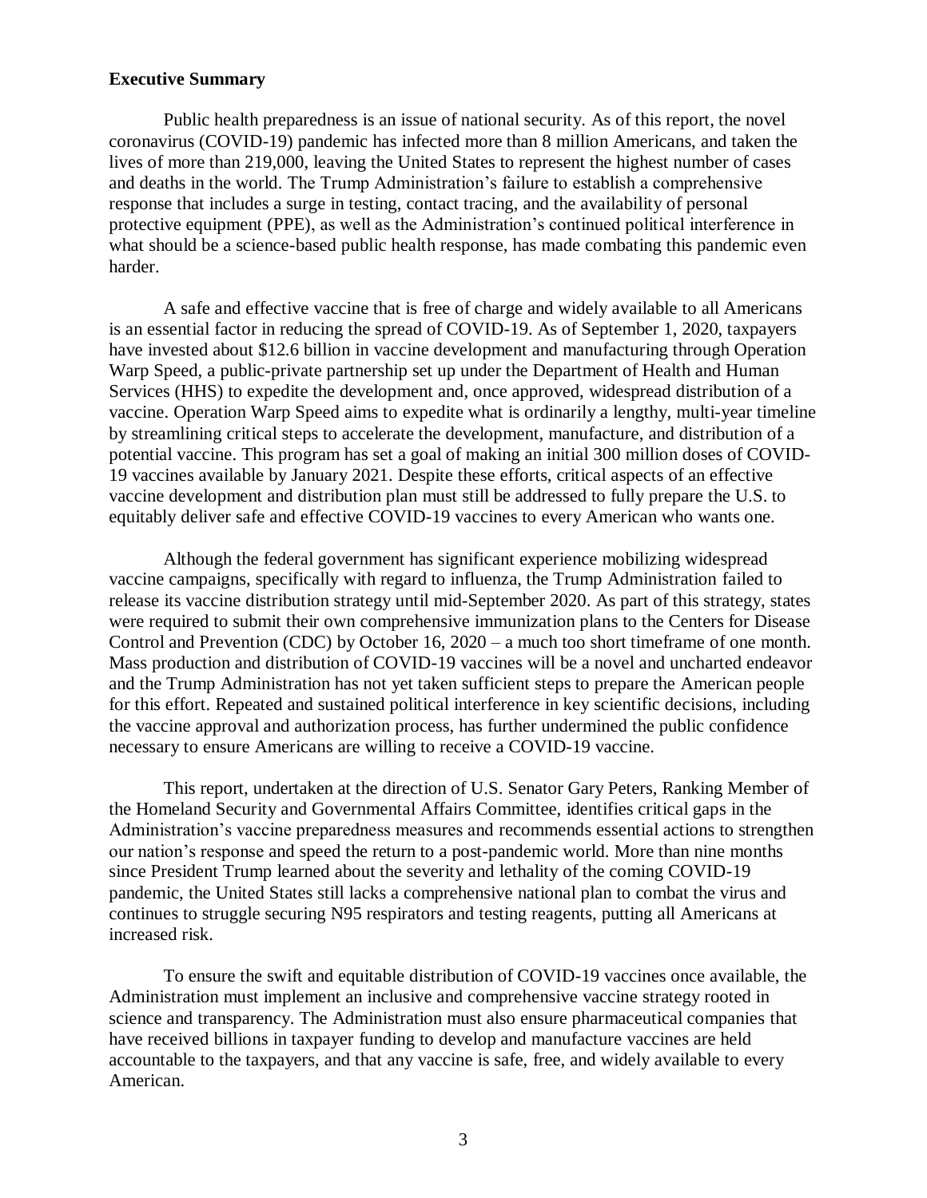**Executive Summary**

Public health preparedness is an issue of national security. As of this report, the novel coronavirus (COVID-19) pandemic has infected more than 8 million Americans, and taken the lives of more than 219,000, leaving the United States to represent the highest number of cases and deaths in the world. The Trump Administration's failure to establish a comprehensive response that includes a surge in testing, contact tracing, and the availability of personal protective equipment (PPE), as well as the Administration's continued political interference in what should be a science-based public health response, has made combating this pandemic even harder.

A safe and effective vaccine that is free of charge and widely available to all Americans is an essential factor in reducing the spread of COVID-19. As of September 1, 2020, taxpayers have invested about $12.6 billion in vaccine development and manufacturing through Operation Warp Speed, a public-private partnership set up under the Department of Health and Human Services (HHS) to expedite the development and, once approved, widespread distribution of a vaccine. Operation Warp Speed aims to expedite what is ordinarily a lengthy, multi-year timeline by streamlining critical steps to accelerate the development, manufacture, and distribution of a potential vaccine. This program has set a goal of making an initial 300 million doses of COVID-19 vaccines available by January 2021. Despite these efforts, critical aspects of an effective vaccine development and distribution plan must still be addressed to fully prepare the U.S. to equitably deliver safe and effective COVID-19 vaccines to every American who wants one.

Although the federal government has significant experience mobilizing widespread vaccine campaigns, specifically with regard to influenza, the Trump Administration failed to release its vaccine distribution strategy until mid-September 2020. As part of this strategy, states were required to submit their own comprehensive immunization plans to the Centers for Disease Control and Prevention (CDC) by October 16, 2020 – a much too short timeframe of one month. Mass production and distribution of COVID-19 vaccines will be a novel and uncharted endeavor and the Trump Administration has not yet taken sufficient steps to prepare the American people for this effort. Repeated and sustained political interference in key scientific decisions, including the vaccine approval and authorization process, has further undermined the public confidence necessary to ensure Americans are willing to receive a COVID-19 vaccine.

This report, undertaken at the direction of U.S. Senator Gary Peters, Ranking Member of the Homeland Security and Governmental Affairs Committee, identifies critical gaps in the Administration's vaccine preparedness measures and recommends essential actions to strengthen our nation's response and speed the return to a post-pandemic world. More than nine months since President Trump learned about the severity and lethality of the coming COVID-19 pandemic, the United States still lacks a comprehensive national plan to combat the virus and continues to struggle securing N95 respirators and testing reagents, putting all Americans at increased risk.

To ensure the swift and equitable distribution of COVID-19 vaccines once available, the Administration must implement an inclusive and comprehensive vaccine strategy rooted in science and transparency. The Administration must also ensure pharmaceutical companies that have received billions in taxpayer funding to develop and manufacture vaccines are held accountable to the taxpayers, and that any vaccine is safe, free, and widely available to every American.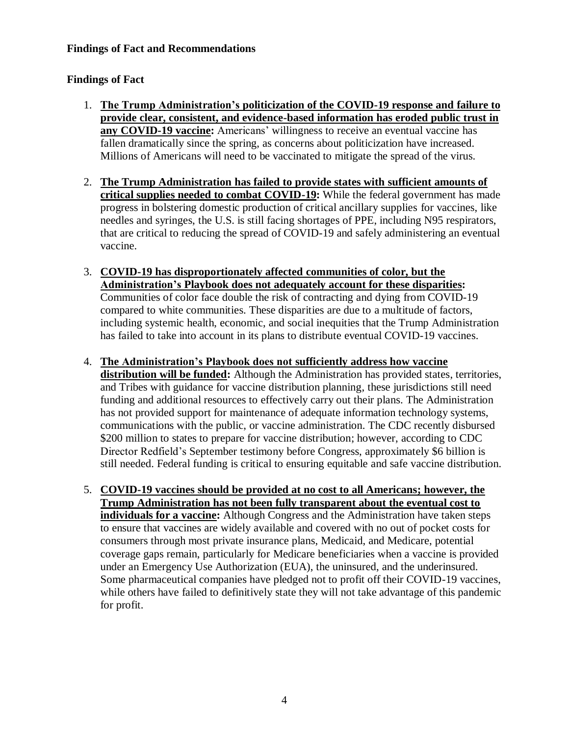**Findings of Fact and Recommendations**

**Findings of Fact**

1. **The Trump Administration's politicization of the COVID-19 response and failure to provide clear, consistent, and evidence-based information has eroded public trust in any COVID-19 vaccine:** Americans' willingness to receive an eventual vaccine has fallen dramatically since the spring, as concerns about politicization have increased. Millions of Americans will need to be vaccinated to mitigate the spread of the virus.

2. **The Trump Administration has failed to provide states with sufficient amounts of critical supplies needed to combat COVID-19:** While the federal government has made progress in bolstering domestic production of critical ancillary supplies for vaccines, like needles and syringes, the U.S. is still facing shortages of PPE, including N95 respirators, that are critical to reducing the spread of COVID-19 and safely administering an eventual vaccine.

3. **COVID-19 has disproportionately affected communities of color, but the Administration's Playbook does not adequately account for these disparities:** Communities of color face double the risk of contracting and dying from COVID-19 compared to white communities. These disparities are due to a multitude of factors, including systemic health, economic, and social inequities that the Trump Administration has failed to take into account in its plans to distribute eventual COVID-19 vaccines.

4. **The Administration's Playbook does not sufficiently address how vaccine distribution will be funded:** Although the Administration has provided states, territories, and Tribes with guidance for vaccine distribution planning, these jurisdictions still need funding and additional resources to effectively carry out their plans. The Administration has not provided support for maintenance of adequate information technology systems, communications with the public, or vaccine administration. The CDC recently disbursed $200 million to states to prepare for vaccine distribution; however, according to CDC Director Redfield's September testimony before Congress, approximately $6 billion is still needed. Federal funding is critical to ensuring equitable and safe vaccine distribution.

5. **COVID-19 vaccines should be provided at no cost to all Americans; however, the Trump Administration has not been fully transparent about the eventual cost to individuals for a vaccine:** Although Congress and the Administration have taken steps to ensure that vaccines are widely available and covered with no out of pocket costs for consumers through most private insurance plans, Medicaid, and Medicare, potential coverage gaps remain, particularly for Medicare beneficiaries when a vaccine is provided under an Emergency Use Authorization (EUA), the uninsured, and the underinsured. Some pharmaceutical companies have pledged not to profit off their COVID-19 vaccines, while others have failed to definitively state they will not take advantage of this pandemic for profit.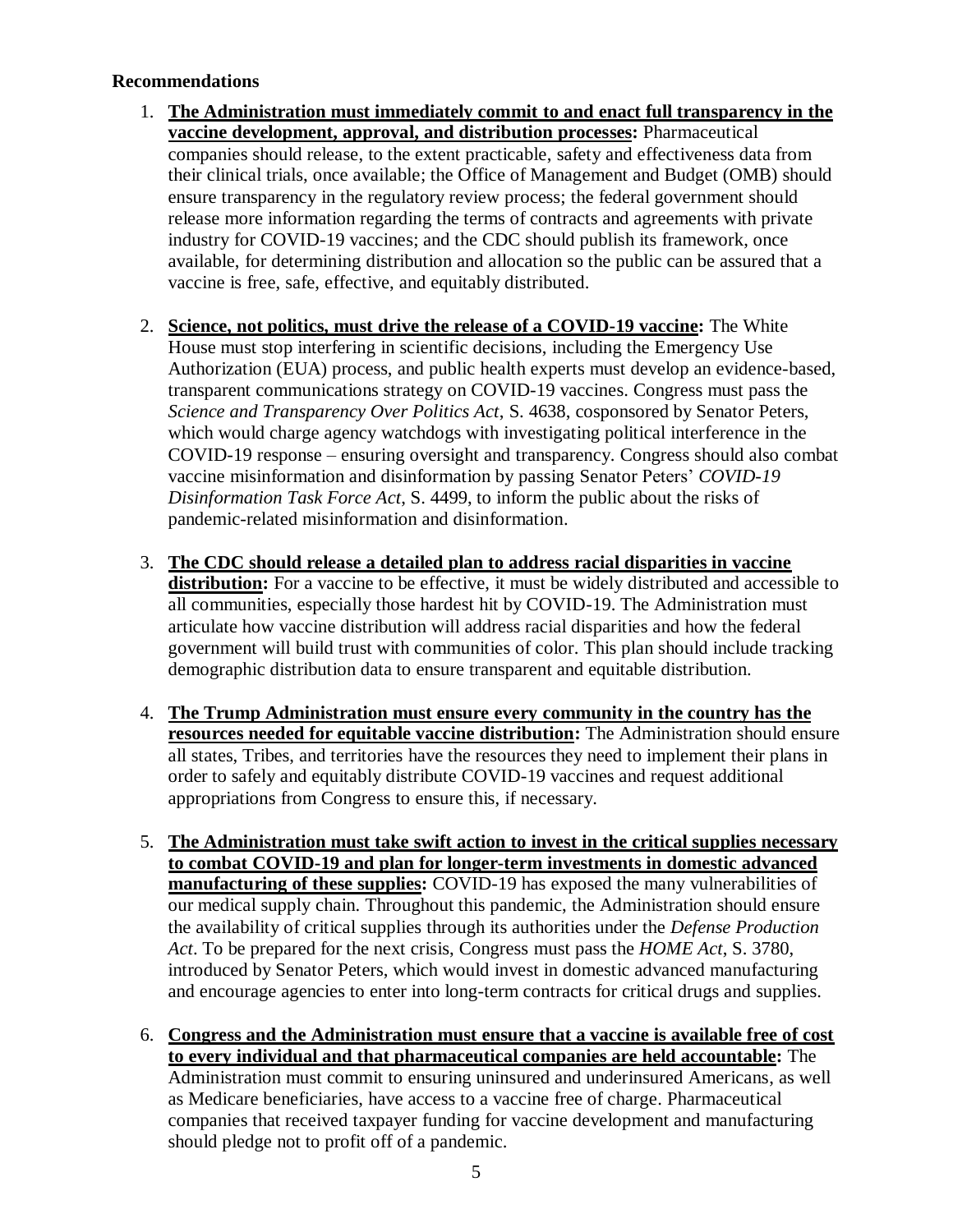**Recommendations**

1. **The Administration must immediately commit to and enact full transparency in the vaccine development, approval, and distribution processes:** Pharmaceutical companies should release, to the extent practicable, safety and effectiveness data from their clinical trials, once available; the Office of Management and Budget (OMB) should ensure transparency in the regulatory review process; the federal government should release more information regarding the terms of contracts and agreements with private industry for COVID-19 vaccines; and the CDC should publish its framework, once available, for determining distribution and allocation so the public can be assured that a vaccine is free, safe, effective, and equitably distributed.

2. **Science, not politics, must drive the release of a COVID-19 vaccine:** The White House must stop interfering in scientific decisions, including the Emergency Use Authorization (EUA) process, and public health experts must develop an evidence-based, transparent communications strategy on COVID-19 vaccines. Congress must pass the *Science and Transparency Over Politics Act*, S. 4638, cosponsored by Senator Peters, which would charge agency watchdogs with investigating political interference in the COVID-19 response – ensuring oversight and transparency. Congress should also combat vaccine misinformation and disinformation by passing Senator Peters' *COVID-19 Disinformation Task Force Act*, S. 4499, to inform the public about the risks of pandemic-related misinformation and disinformation.

3. **The CDC should release a detailed plan to address racial disparities in vaccine distribution:** For a vaccine to be effective, it must be widely distributed and accessible to all communities, especially those hardest hit by COVID-19. The Administration must articulate how vaccine distribution will address racial disparities and how the federal government will build trust with communities of color. This plan should include tracking demographic distribution data to ensure transparent and equitable distribution.

4. **The Trump Administration must ensure every community in the country has the resources needed for equitable vaccine distribution:** The Administration should ensure all states, Tribes, and territories have the resources they need to implement their plans in order to safely and equitably distribute COVID-19 vaccines and request additional appropriations from Congress to ensure this, if necessary.

5. **The Administration must take swift action to invest in the critical supplies necessary to combat COVID-19 and plan for longer-term investments in domestic advanced manufacturing of these supplies:** COVID-19 has exposed the many vulnerabilities of our medical supply chain. Throughout this pandemic, the Administration should ensure the availability of critical supplies through its authorities under the *Defense Production Act*. To be prepared for the next crisis, Congress must pass the *HOME Act*, S. 3780, introduced by Senator Peters, which would invest in domestic advanced manufacturing and encourage agencies to enter into long-term contracts for critical drugs and supplies.

6. **Congress and the Administration must ensure that a vaccine is available free of cost to every individual and that pharmaceutical companies are held accountable:** The Administration must commit to ensuring uninsured and underinsured Americans, as well as Medicare beneficiaries, have access to a vaccine free of charge. Pharmaceutical companies that received taxpayer funding for vaccine development and manufacturing should pledge not to profit off of a pandemic.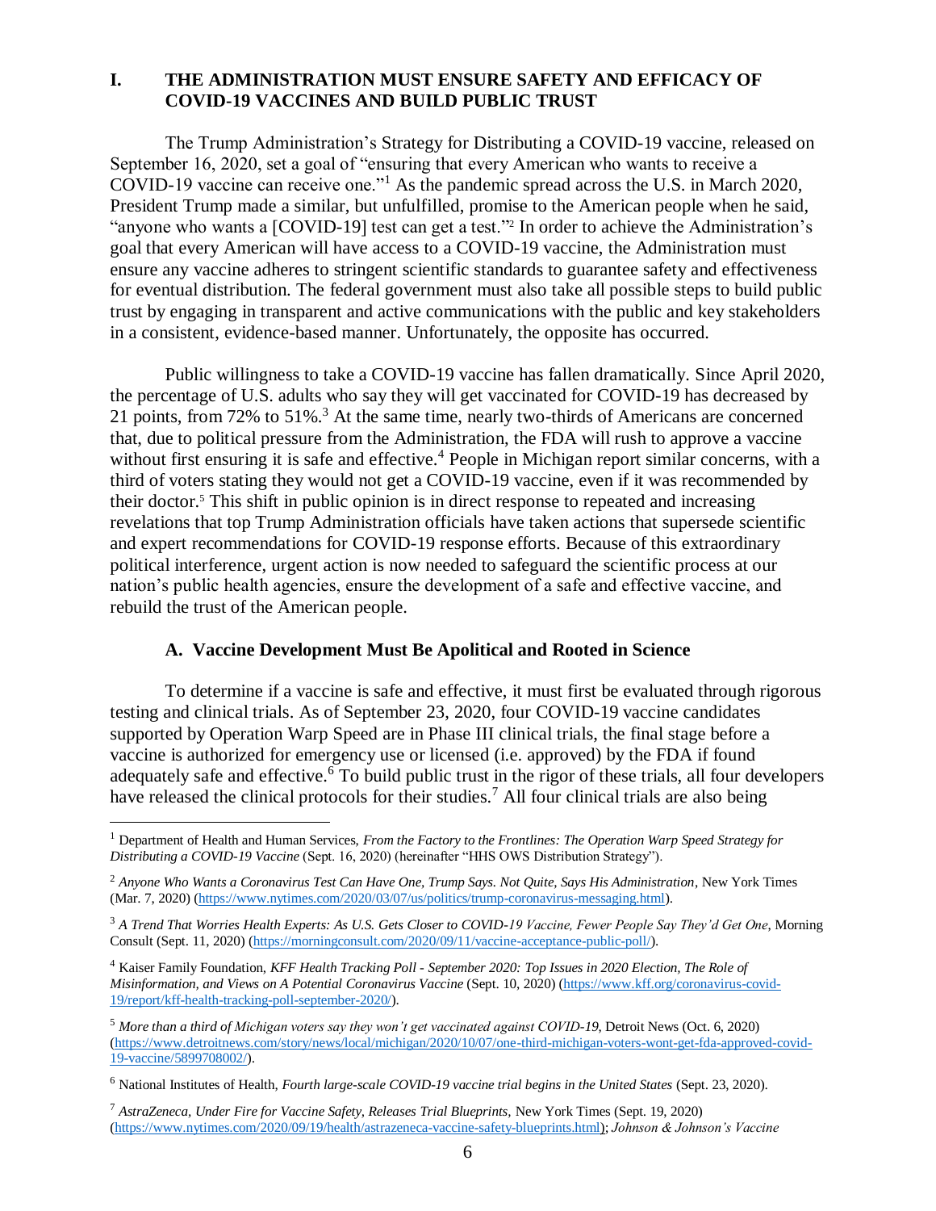## I. THE ADMINISTRATION MUST ENSURE SAFETY AND EFFICACY OF COVID-19 VACCINES AND BUILD PUBLIC TRUST

The Trump Administration's Strategy for Distributing a COVID-19 vaccine, released on September 16, 2020, set a goal of "ensuring that every American who wants to receive a COVID-19 vaccine can receive one."[1] As the pandemic spread across the U.S. in March 2020, President Trump made a similar, but unfulfilled, promise to the American people when he said, "anyone who wants a [COVID-19] test can get a test."[2] In order to achieve the Administration's goal that every American will have access to a COVID-19 vaccine, the Administration must ensure any vaccine adheres to stringent scientific standards to guarantee safety and effectiveness for eventual distribution. The federal government must also take all possible steps to build public trust by engaging in transparent and active communications with the public and key stakeholders in a consistent, evidence-based manner. Unfortunately, the opposite has occurred.

Public willingness to take a COVID-19 vaccine has fallen dramatically. Since April 2020, the percentage of U.S. adults who say they will get vaccinated for COVID-19 has decreased by 21 points, from 72% to 51%.[3] At the same time, nearly two-thirds of Americans are concerned that, due to political pressure from the Administration, the FDA will rush to approve a vaccine without first ensuring it is safe and effective.[4] People in Michigan report similar concerns, with a third of voters stating they would not get a COVID-19 vaccine, even if it was recommended by their doctor.[5] This shift in public opinion is in direct response to repeated and increasing revelations that top Trump Administration officials have taken actions that supersede scientific and expert recommendations for COVID-19 response efforts. Because of this extraordinary political interference, urgent action is now needed to safeguard the scientific process at our nation's public health agencies, ensure the development of a safe and effective vaccine, and rebuild the trust of the American people.

### A. Vaccine Development Must Be Apolitical and Rooted in Science

To determine if a vaccine is safe and effective, it must first be evaluated through rigorous testing and clinical trials. As of September 23, 2020, four COVID-19 vaccine candidates supported by Operation Warp Speed are in Phase III clinical trials, the final stage before a vaccine is authorized for emergency use or licensed (i.e. approved) by the FDA if found adequately safe and effective.[6] To build public trust in the rigor of these trials, all four developers have released the clinical protocols for their studies.[7] All four clinical trials are also being

---

[1] Department of Health and Human Services, *From the Factory to the Frontlines: The Operation Warp Speed Strategy for Distributing a COVID-19 Vaccine* (Sept. 16, 2020) (hereinafter "HHS OWS Distribution Strategy").

[2] *Anyone Who Wants a Coronavirus Test Can Have One, Trump Says. Not Quite, Says His Administration*, New York Times (Mar. 7, 2020) (https://www.nytimes.com/2020/03/07/us/politics/trump-coronavirus-messaging.html).

[3] *A Trend That Worries Health Experts: As U.S. Gets Closer to COVID-19 Vaccine, Fewer People Say They'd Get One*, Morning Consult (Sept. 11, 2020) (https://morningconsult.com/2020/09/11/vaccine-acceptance-public-poll/).

[4] Kaiser Family Foundation, *KFF Health Tracking Poll - September 2020: Top Issues in 2020 Election, The Role of Misinformation, and Views on A Potential Coronavirus Vaccine* (Sept. 10, 2020) (https://www.kff.org/coronavirus-covid-19/report/kff-health-tracking-poll-september-2020/).

[5] *More than a third of Michigan voters say they won't get vaccinated against COVID-19*, Detroit News (Oct. 6, 2020) (https://www.detroitnews.com/story/news/local/michigan/2020/10/07/one-third-michigan-voters-wont-get-fda-approved-covid-19-vaccine/5899708002/).

[6] National Institutes of Health, *Fourth large-scale COVID-19 vaccine trial begins in the United States* (Sept. 23, 2020).

[7] *AstraZeneca, Under Fire for Vaccine Safety, Releases Trial Blueprints*, New York Times (Sept. 19, 2020) (https://www.nytimes.com/2020/09/19/health/astrazeneca-vaccine-safety-blueprints.html); *Johnson & Johnson's Vaccine*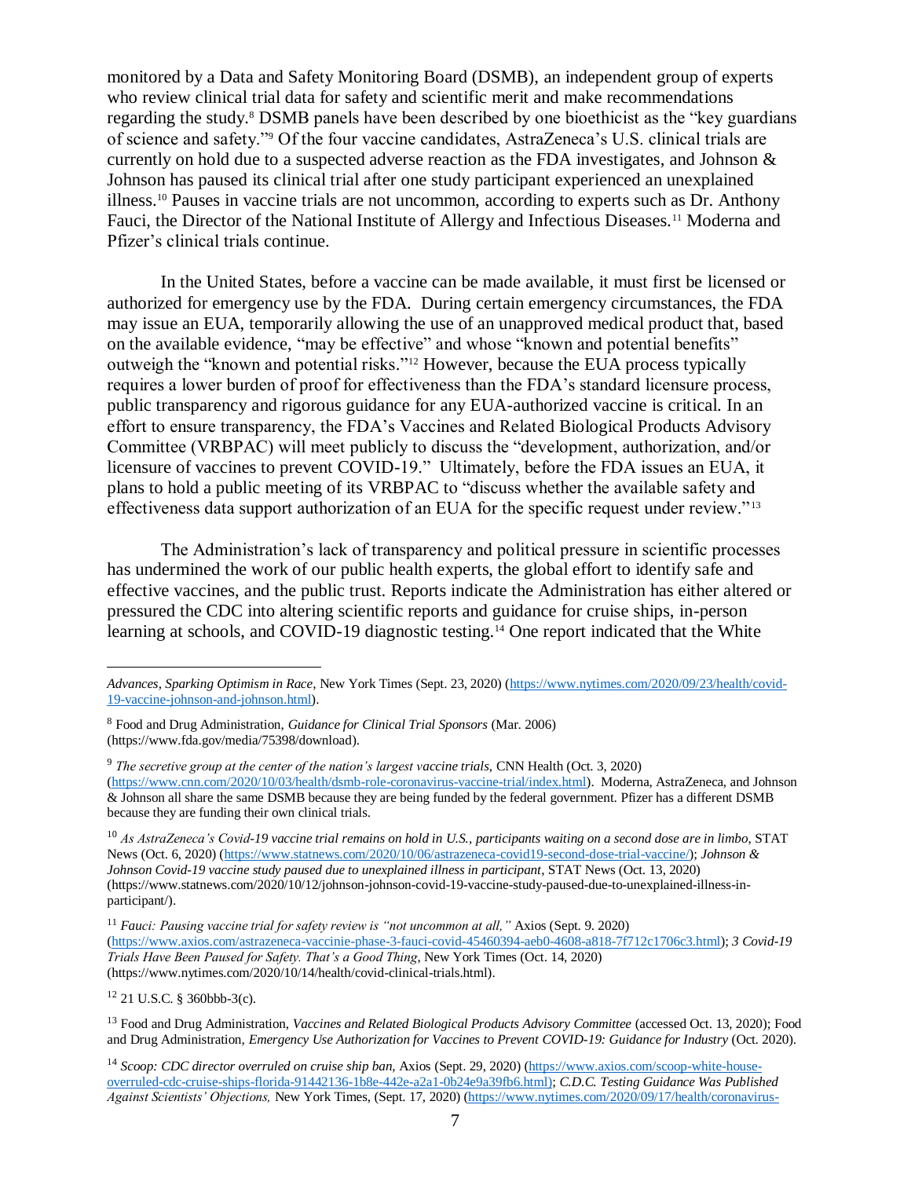monitored by a Data and Safety Monitoring Board (DSMB), an independent group of experts who review clinical trial data for safety and scientific merit and make recommendations regarding the study.[8] DSMB panels have been described by one bioethicist as the "key guardians of science and safety."[9] Of the four vaccine candidates, AstraZeneca's U.S. clinical trials are currently on hold due to a suspected adverse reaction as the FDA investigates, and Johnson & Johnson has paused its clinical trial after one study participant experienced an unexplained illness.[10] Pauses in vaccine trials are not uncommon, according to experts such as Dr. Anthony Fauci, the Director of the National Institute of Allergy and Infectious Diseases.[11] Moderna and Pfizer's clinical trials continue.

In the United States, before a vaccine can be made available, it must first be licensed or authorized for emergency use by the FDA. During certain emergency circumstances, the FDA may issue an EUA, temporarily allowing the use of an unapproved medical product that, based on the available evidence, "may be effective" and whose "known and potential benefits" outweigh the "known and potential risks."[12] However, because the EUA process typically requires a lower burden of proof for effectiveness than the FDA's standard licensure process, public transparency and rigorous guidance for any EUA-authorized vaccine is critical. In an effort to ensure transparency, the FDA's Vaccines and Related Biological Products Advisory Committee (VRBPAC) will meet publicly to discuss the "development, authorization, and/or licensure of vaccines to prevent COVID-19." Ultimately, before the FDA issues an EUA, it plans to hold a public meeting of its VRBPAC to "discuss whether the available safety and effectiveness data support authorization of an EUA for the specific request under review."[13]

The Administration's lack of transparency and political pressure in scientific processes has undermined the work of our public health experts, the global effort to identify safe and effective vaccines, and the public trust. Reports indicate the Administration has either altered or pressured the CDC into altering scientific reports and guidance for cruise ships, in-person learning at schools, and COVID-19 diagnostic testing.[14] One report indicated that the White

---

*Advances, Sparking Optimism in Race*, New York Times (Sept. 23, 2020) (https://www.nytimes.com/2020/09/23/health/covid-19-vaccine-johnson-and-johnson.html).

[8] Food and Drug Administration, *Guidance for Clinical Trial Sponsors* (Mar. 2006) (https://www.fda.gov/media/75398/download).

[9] *The secretive group at the center of the nation's largest vaccine trials*, CNN Health (Oct. 3, 2020) (https://www.cnn.com/2020/10/03/health/dsmb-role-coronavirus-vaccine-trial/index.html). Moderna, AstraZeneca, and Johnson & Johnson all share the same DSMB because they are being funded by the federal government. Pfizer has a different DSMB because they are funding their own clinical trials.

[10] *As AstraZeneca's Covid-19 vaccine trial remains on hold in U.S., participants waiting on a second dose are in limbo*, STAT News (Oct. 6, 2020) (https://www.statnews.com/2020/10/06/astrazeneca-covid19-second-dose-trial-vaccine/); *Johnson & Johnson Covid-19 vaccine study paused due to unexplained illness in participant*, STAT News (Oct. 13, 2020) (https://www.statnews.com/2020/10/12/johnson-johnson-covid-19-vaccine-study-paused-due-to-unexplained-illness-in-participant/).

[11] *Fauci: Pausing vaccine trial for safety review is "not uncommon at all,"* Axios (Sept. 9. 2020) (https://www.axios.com/astrazeneca-vaccinie-phase-3-fauci-covid-45460394-aeb0-4608-a818-7f712c1706c3.html); *3 Covid-19 Trials Have Been Paused for Safety. That's a Good Thing*, New York Times (Oct. 14, 2020) (https://www.nytimes.com/2020/10/14/health/covid-clinical-trials.html).

[12] 21 U.S.C. § 360bbb-3(c).

[13] Food and Drug Administration, *Vaccines and Related Biological Products Advisory Committee* (accessed Oct. 13, 2020); Food and Drug Administration, *Emergency Use Authorization for Vaccines to Prevent COVID-19: Guidance for Industry* (Oct. 2020).

[14] *Scoop: CDC director overruled on cruise ship ban*, Axios (Sept. 29, 2020) (https://www.axios.com/scoop-white-house-overruled-cdc-cruise-ships-florida-91442136-1b8e-442e-a2a1-0b24e9a39fb6.html); *C.D.C. Testing Guidance Was Published Against Scientists' Objections*, New York Times, (Sept. 17, 2020) (https://www.nytimes.com/2020/09/17/health/coronavirus-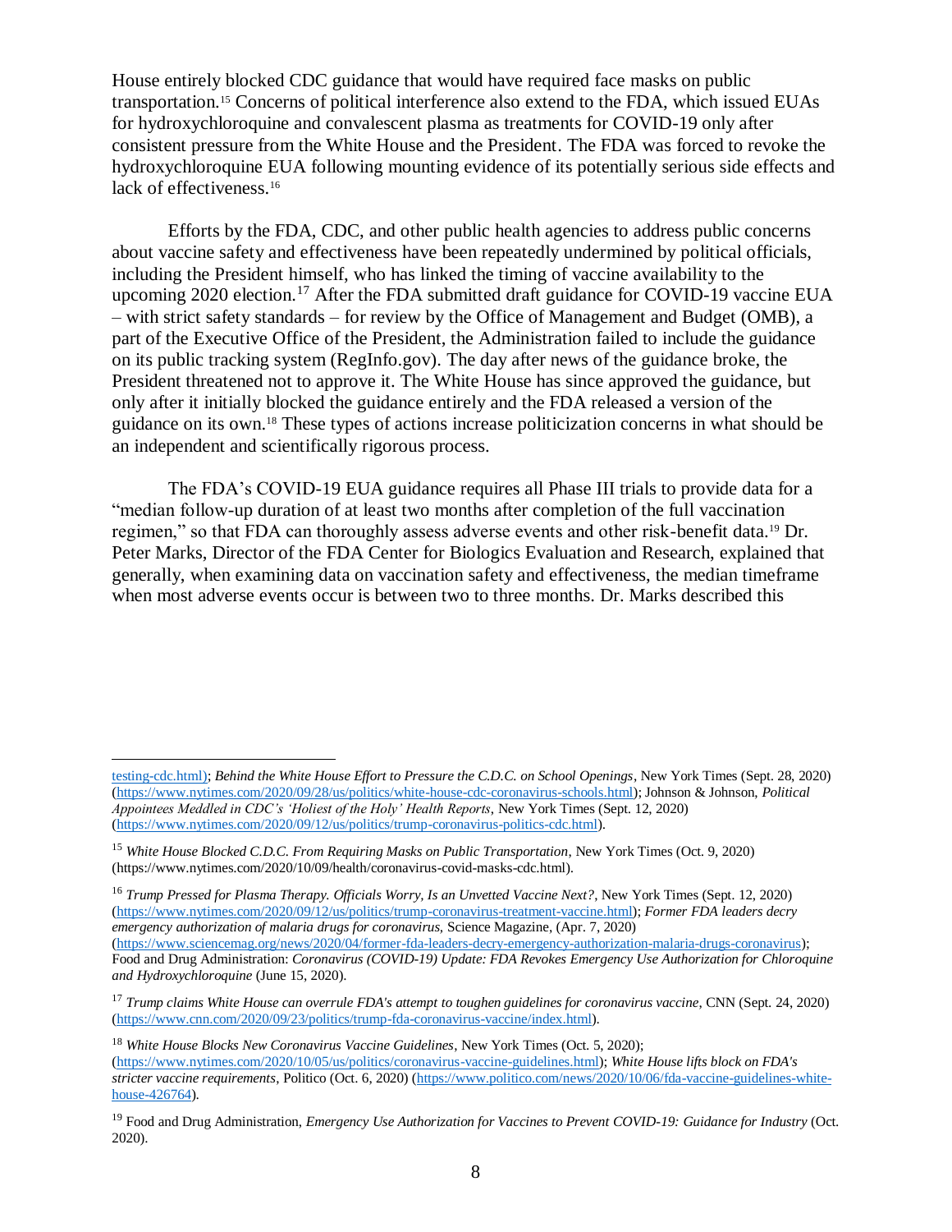House entirely blocked CDC guidance that would have required face masks on public transportation.[15] Concerns of political interference also extend to the FDA, which issued EUAs for hydroxychloroquine and convalescent plasma as treatments for COVID-19 only after consistent pressure from the White House and the President. The FDA was forced to revoke the hydroxychloroquine EUA following mounting evidence of its potentially serious side effects and lack of effectiveness.[16]

Efforts by the FDA, CDC, and other public health agencies to address public concerns about vaccine safety and effectiveness have been repeatedly undermined by political officials, including the President himself, who has linked the timing of vaccine availability to the upcoming 2020 election.[17] After the FDA submitted draft guidance for COVID-19 vaccine EUA – with strict safety standards – for review by the Office of Management and Budget (OMB), a part of the Executive Office of the President, the Administration failed to include the guidance on its public tracking system (RegInfo.gov). The day after news of the guidance broke, the President threatened not to approve it. The White House has since approved the guidance, but only after it initially blocked the guidance entirely and the FDA released a version of the guidance on its own.[18] These types of actions increase politicization concerns in what should be an independent and scientifically rigorous process.

The FDA's COVID-19 EUA guidance requires all Phase III trials to provide data for a "median follow-up duration of at least two months after completion of the full vaccination regimen," so that FDA can thoroughly assess adverse events and other risk-benefit data.[19] Dr. Peter Marks, Director of the FDA Center for Biologics Evaluation and Research, explained that generally, when examining data on vaccination safety and effectiveness, the median timeframe when most adverse events occur is between two to three months. Dr. Marks described this

---

testing-cdc.html); *Behind the White House Effort to Pressure the C.D.C. on School Openings*, New York Times (Sept. 28, 2020) (https://www.nytimes.com/2020/09/28/us/politics/white-house-cdc-coronavirus-schools.html); Johnson & Johnson, *Political Appointees Meddled in CDC's 'Holiest of the Holy' Health Reports*, New York Times (Sept. 12, 2020) (https://www.nytimes.com/2020/09/12/us/politics/trump-coronavirus-politics-cdc.html).

[15] *White House Blocked C.D.C. From Requiring Masks on Public Transportation*, New York Times (Oct. 9, 2020) (https://www.nytimes.com/2020/10/09/health/coronavirus-covid-masks-cdc.html).

[16] *Trump Pressed for Plasma Therapy. Officials Worry, Is an Unvetted Vaccine Next?*, New York Times (Sept. 12, 2020) (https://www.nytimes.com/2020/09/12/us/politics/trump-coronavirus-treatment-vaccine.html); *Former FDA leaders decry emergency authorization of malaria drugs for coronavirus*, Science Magazine, (Apr. 7, 2020) (https://www.sciencemag.org/news/2020/04/former-fda-leaders-decry-emergency-authorization-malaria-drugs-coronavirus); Food and Drug Administration: *Coronavirus (COVID-19) Update: FDA Revokes Emergency Use Authorization for Chloroquine and Hydroxychloroquine* (June 15, 2020).

[17] *Trump claims White House can overrule FDA's attempt to toughen guidelines for coronavirus vaccine*, CNN (Sept. 24, 2020) (https://www.cnn.com/2020/09/23/politics/trump-fda-coronavirus-vaccine/index.html).

[18] *White House Blocks New Coronavirus Vaccine Guidelines*, New York Times (Oct. 5, 2020); (https://www.nytimes.com/2020/10/05/us/politics/coronavirus-vaccine-guidelines.html); *White House lifts block on FDA's stricter vaccine requirements*, Politico (Oct. 6, 2020) (https://www.politico.com/news/2020/10/06/fda-vaccine-guidelines-white-house-426764).

[19] Food and Drug Administration, *Emergency Use Authorization for Vaccines to Prevent COVID-19: Guidance for Industry* (Oct. 2020).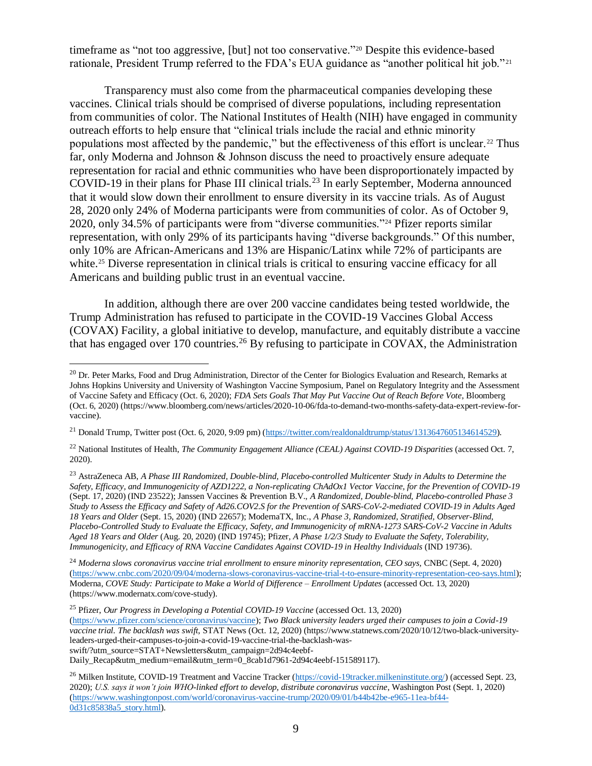timeframe as "not too aggressive, [but] not too conservative."[20] Despite this evidence-based rationale, President Trump referred to the FDA's EUA guidance as "another political hit job."[21]

Transparency must also come from the pharmaceutical companies developing these vaccines. Clinical trials should be comprised of diverse populations, including representation from communities of color. The National Institutes of Health (NIH) have engaged in community outreach efforts to help ensure that "clinical trials include the racial and ethnic minority populations most affected by the pandemic," but the effectiveness of this effort is unclear.[22] Thus far, only Moderna and Johnson & Johnson discuss the need to proactively ensure adequate representation for racial and ethnic communities who have been disproportionately impacted by COVID-19 in their plans for Phase III clinical trials.[23] In early September, Moderna announced that it would slow down their enrollment to ensure diversity in its vaccine trials. As of August 28, 2020 only 24% of Moderna participants were from communities of color. As of October 9, 2020, only 34.5% of participants were from "diverse communities."[24] Pfizer reports similar representation, with only 29% of its participants having "diverse backgrounds." Of this number, only 10% are African-Americans and 13% are Hispanic/Latinx while 72% of participants are white.[25] Diverse representation in clinical trials is critical to ensuring vaccine efficacy for all Americans and building public trust in an eventual vaccine.

In addition, although there are over 200 vaccine candidates being tested worldwide, the Trump Administration has refused to participate in the COVID-19 Vaccines Global Access (COVAX) Facility, a global initiative to develop, manufacture, and equitably distribute a vaccine that has engaged over 170 countries.[26] By refusing to participate in COVAX, the Administration

---

[20] Dr. Peter Marks, Food and Drug Administration, Director of the Center for Biologics Evaluation and Research, Remarks at Johns Hopkins University and University of Washington Vaccine Symposium, Panel on Regulatory Integrity and the Assessment of Vaccine Safety and Efficacy (Oct. 6, 2020); *FDA Sets Goals That May Put Vaccine Out of Reach Before Vote*, Bloomberg (Oct. 6, 2020) (https://www.bloomberg.com/news/articles/2020-10-06/fda-to-demand-two-months-safety-data-expert-review-for-vaccine).

[21] Donald Trump, Twitter post (Oct. 6, 2020, 9:09 pm) (https://twitter.com/realdonaldtrump/status/1313647605134614529).

[22] National Institutes of Health, *The Community Engagement Alliance (CEAL) Against COVID-19 Disparities* (accessed Oct. 7, 2020).

[23] AstraZeneca AB, *A Phase III Randomized, Double-blind, Placebo-controlled Multicenter Study in Adults to Determine the Safety, Efficacy, and Immunogenicity of AZD1222, a Non-replicating ChAdOx1 Vector Vaccine, for the Prevention of COVID-19* (Sept. 17, 2020) (IND 23522); Janssen Vaccines & Prevention B.V., *A Randomized, Double-blind, Placebo-controlled Phase 3 Study to Assess the Efficacy and Safety of Ad26.COV2.S for the Prevention of SARS-CoV-2-mediated COVID-19 in Adults Aged 18 Years and Older* (Sept. 15, 2020) (IND 22657); ModernaTX, Inc., *A Phase 3, Randomized, Stratified, Observer-Blind, Placebo-Controlled Study to Evaluate the Efficacy, Safety, and Immunogenicity of mRNA-1273 SARS-CoV-2 Vaccine in Adults Aged 18 Years and Older* (Aug. 20, 2020) (IND 19745); Pfizer, *A Phase 1/2/3 Study to Evaluate the Safety, Tolerability, Immunogenicity, and Efficacy of RNA Vaccine Candidates Against COVID-19 in Healthy Individuals* (IND 19736).

[24] *Moderna slows coronavirus vaccine trial enrollment to ensure minority representation, CEO says*, CNBC (Sept. 4, 2020) (https://www.cnbc.com/2020/09/04/moderna-slows-coronavirus-vaccine-trial-t-to-ensure-minority-representation-ceo-says.html); Moderna, *COVE Study: Participate to Make a World of Difference – Enrollment Updates* (accessed Oct. 13, 2020) (https://www.modernatx.com/cove-study).

[25] Pfizer, *Our Progress in Developing a Potential COVID-19 Vaccine* (accessed Oct. 13, 2020) (https://www.pfizer.com/science/coronavirus/vaccine); *Two Black university leaders urged their campuses to join a Covid-19 vaccine trial. The backlash was swift*, STAT News (Oct. 12, 2020) (https://www.statnews.com/2020/10/12/two-black-university-leaders-urged-their-campuses-to-join-a-covid-19-vaccine-trial-the-backlash-was-swift/?utm_source=STAT+Newsletters&utm_campaign=2d94c4eebf-Daily_Recap&utm_medium=email&utm_term=0_8cab1d7961-2d94c4eebf-151589117).

[26] Milken Institute, COVID-19 Treatment and Vaccine Tracker (https://covid-19tracker.milkeninstitute.org/) (accessed Sept. 23, 2020); *U.S. says it won't join WHO-linked effort to develop, distribute coronavirus vaccine*, Washington Post (Sept. 1, 2020) (https://www.washingtonpost.com/world/coronavirus-vaccine-trump/2020/09/01/b44b42be-e965-11ea-bf44-0d31c85838a5_story.html).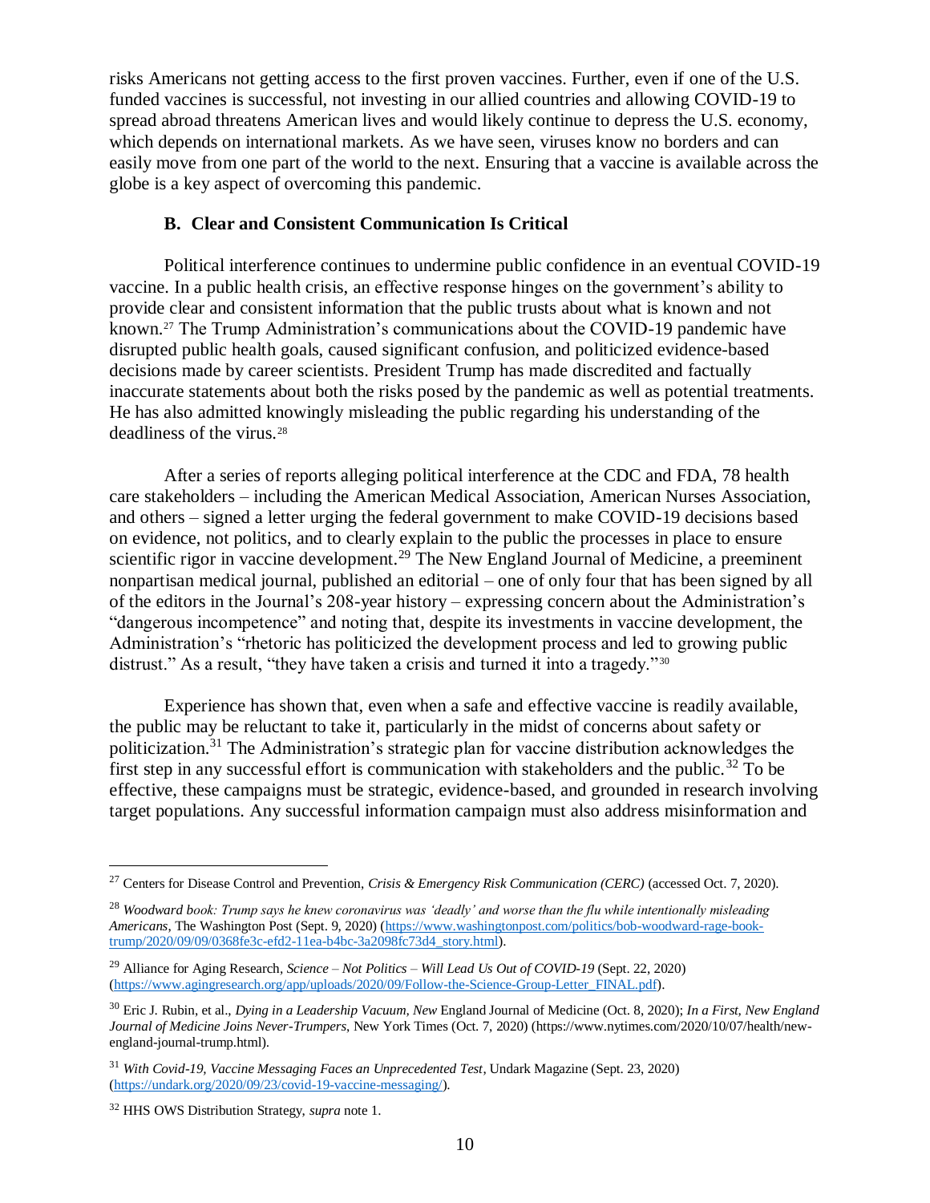risks Americans not getting access to the first proven vaccines. Further, even if one of the U.S. funded vaccines is successful, not investing in our allied countries and allowing COVID-19 to spread abroad threatens American lives and would likely continue to depress the U.S. economy, which depends on international markets. As we have seen, viruses know no borders and can easily move from one part of the world to the next. Ensuring that a vaccine is available across the globe is a key aspect of overcoming this pandemic.

### B. Clear and Consistent Communication Is Critical

Political interference continues to undermine public confidence in an eventual COVID-19 vaccine. In a public health crisis, an effective response hinges on the government's ability to provide clear and consistent information that the public trusts about what is known and not known.[27] The Trump Administration's communications about the COVID-19 pandemic have disrupted public health goals, caused significant confusion, and politicized evidence-based decisions made by career scientists. President Trump has made discredited and factually inaccurate statements about both the risks posed by the pandemic as well as potential treatments. He has also admitted knowingly misleading the public regarding his understanding of the deadliness of the virus.[28]

After a series of reports alleging political interference at the CDC and FDA, 78 health care stakeholders – including the American Medical Association, American Nurses Association, and others – signed a letter urging the federal government to make COVID-19 decisions based on evidence, not politics, and to clearly explain to the public the processes in place to ensure scientific rigor in vaccine development.[29] The New England Journal of Medicine, a preeminent nonpartisan medical journal, published an editorial – one of only four that has been signed by all of the editors in the Journal's 208-year history – expressing concern about the Administration's "dangerous incompetence" and noting that, despite its investments in vaccine development, the Administration's "rhetoric has politicized the development process and led to growing public distrust." As a result, "they have taken a crisis and turned it into a tragedy."[30]

Experience has shown that, even when a safe and effective vaccine is readily available, the public may be reluctant to take it, particularly in the midst of concerns about safety or politicization.[31] The Administration's strategic plan for vaccine distribution acknowledges the first step in any successful effort is communication with stakeholders and the public.[32] To be effective, these campaigns must be strategic, evidence-based, and grounded in research involving target populations. Any successful information campaign must also address misinformation and

---

[27] Centers for Disease Control and Prevention, *Crisis & Emergency Risk Communication (CERC)* (accessed Oct. 7, 2020).

[28] *Woodward book: Trump says he knew coronavirus was 'deadly' and worse than the flu while intentionally misleading Americans*, The Washington Post (Sept. 9, 2020) (https://www.washingtonpost.com/politics/bob-woodward-rage-book-trump/2020/09/09/0368fe3c-efd2-11ea-b4bc-3a2098fc73d4_story.html).

[29] Alliance for Aging Research, *Science – Not Politics – Will Lead Us Out of COVID-19* (Sept. 22, 2020) (https://www.agingresearch.org/app/uploads/2020/09/Follow-the-Science-Group-Letter_FINAL.pdf).

[30] Eric J. Rubin, et al., *Dying in a Leadership Vacuum, New* England Journal of Medicine (Oct. 8, 2020); *In a First, New England Journal of Medicine Joins Never-Trumpers*, New York Times (Oct. 7, 2020) (https://www.nytimes.com/2020/10/07/health/new-england-journal-trump.html).

[31] *With Covid-19, Vaccine Messaging Faces an Unprecedented Test*, Undark Magazine (Sept. 23, 2020) (https://undark.org/2020/09/23/covid-19-vaccine-messaging/).

[32] HHS OWS Distribution Strategy, *supra* note 1.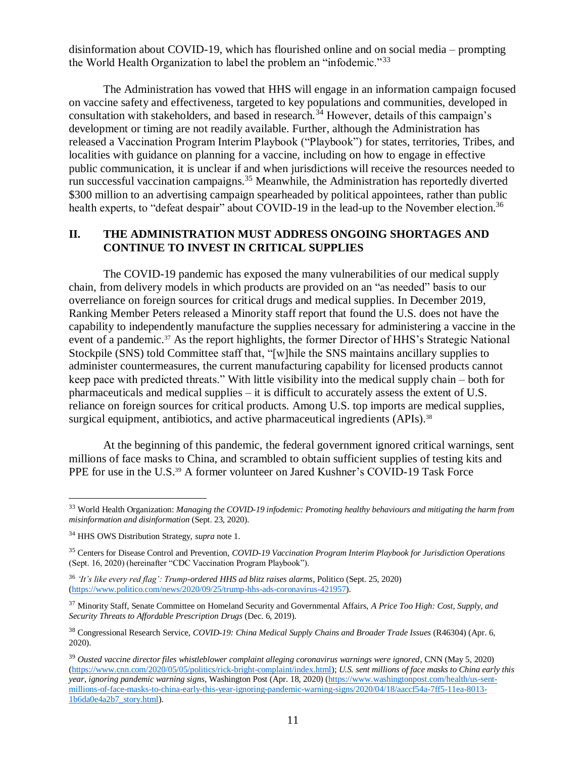disinformation about COVID-19, which has flourished online and on social media – prompting the World Health Organization to label the problem an "infodemic."[33]

The Administration has vowed that HHS will engage in an information campaign focused on vaccine safety and effectiveness, targeted to key populations and communities, developed in consultation with stakeholders, and based in research.[34] However, details of this campaign's development or timing are not readily available. Further, although the Administration has released a Vaccination Program Interim Playbook ("Playbook") for states, territories, Tribes, and localities with guidance on planning for a vaccine, including on how to engage in effective public communication, it is unclear if and when jurisdictions will receive the resources needed to run successful vaccination campaigns.[35] Meanwhile, the Administration has reportedly diverted $300 million to an advertising campaign spearheaded by political appointees, rather than public health experts, to "defeat despair" about COVID-19 in the lead-up to the November election.[36]

## II. THE ADMINISTRATION MUST ADDRESS ONGOING SHORTAGES AND CONTINUE TO INVEST IN CRITICAL SUPPLIES

The COVID-19 pandemic has exposed the many vulnerabilities of our medical supply chain, from delivery models in which products are provided on an "as needed" basis to our overreliance on foreign sources for critical drugs and medical supplies. In December 2019, Ranking Member Peters released a Minority staff report that found the U.S. does not have the capability to independently manufacture the supplies necessary for administering a vaccine in the event of a pandemic.[37] As the report highlights, the former Director of HHS's Strategic National Stockpile (SNS) told Committee staff that, "[w]hile the SNS maintains ancillary supplies to administer countermeasures, the current manufacturing capability for licensed products cannot keep pace with predicted threats." With little visibility into the medical supply chain – both for pharmaceuticals and medical supplies – it is difficult to accurately assess the extent of U.S. reliance on foreign sources for critical products. Among U.S. top imports are medical supplies, surgical equipment, antibiotics, and active pharmaceutical ingredients (APIs).[38]

At the beginning of this pandemic, the federal government ignored critical warnings, sent millions of face masks to China, and scrambled to obtain sufficient supplies of testing kits and PPE for use in the U.S.[39] A former volunteer on Jared Kushner's COVID-19 Task Force

---

[33] World Health Organization: *Managing the COVID-19 infodemic: Promoting healthy behaviours and mitigating the harm from misinformation and disinformation* (Sept. 23, 2020).

[34] HHS OWS Distribution Strategy, *supra* note 1.

[35] Centers for Disease Control and Prevention, *COVID-19 Vaccination Program Interim Playbook for Jurisdiction Operations* (Sept. 16, 2020) (hereinafter "CDC Vaccination Program Playbook").

[36] *'It's like every red flag': Trump-ordered HHS ad blitz raises alarms*, Politico (Sept. 25, 2020) (https://www.politico.com/news/2020/09/25/trump-hhs-ads-coronavirus-421957).

[37] Minority Staff, Senate Committee on Homeland Security and Governmental Affairs, *A Price Too High: Cost, Supply, and Security Threats to Affordable Prescription Drugs* (Dec. 6, 2019).

[38] Congressional Research Service, *COVID-19: China Medical Supply Chains and Broader Trade Issues* (R46304) (Apr. 6, 2020).

[39] *Ousted vaccine director files whistleblower complaint alleging coronavirus warnings were ignored*, CNN (May 5, 2020) (https://www.cnn.com/2020/05/05/politics/rick-bright-complaint/index.html); *U.S. sent millions of face masks to China early this year, ignoring pandemic warning signs*, Washington Post (Apr. 18, 2020) (https://www.washingtonpost.com/health/us-sent-millions-of-face-masks-to-china-early-this-year-ignoring-pandemic-warning-signs/2020/04/18/aaccf54a-7ff5-11ea-8013-1b6da0e4a2b7_story.html).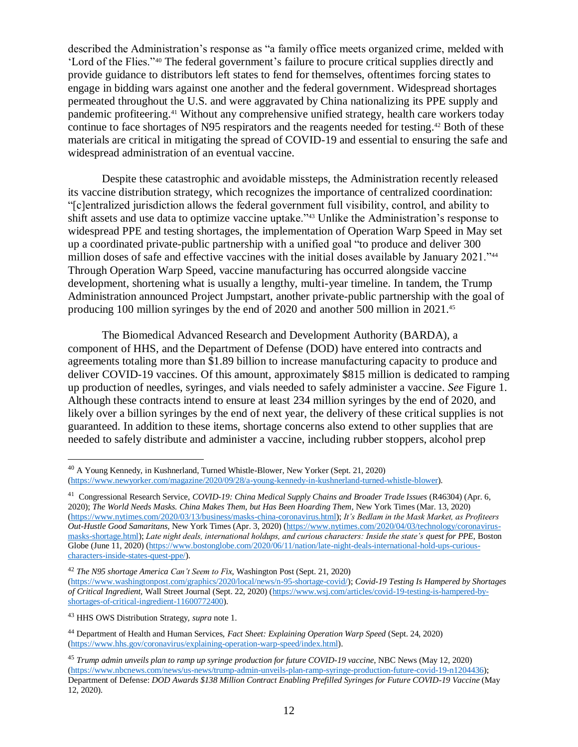described the Administration's response as "a family office meets organized crime, melded with 'Lord of the Flies.'"[40] The federal government's failure to procure critical supplies directly and provide guidance to distributors left states to fend for themselves, oftentimes forcing states to engage in bidding wars against one another and the federal government. Widespread shortages permeated throughout the U.S. and were aggravated by China nationalizing its PPE supply and pandemic profiteering.[41] Without any comprehensive unified strategy, health care workers today continue to face shortages of N95 respirators and the reagents needed for testing.[42] Both of these materials are critical in mitigating the spread of COVID-19 and essential to ensuring the safe and widespread administration of an eventual vaccine.

Despite these catastrophic and avoidable missteps, the Administration recently released its vaccine distribution strategy, which recognizes the importance of centralized coordination: "[c]entralized jurisdiction allows the federal government full visibility, control, and ability to shift assets and use data to optimize vaccine uptake."[43] Unlike the Administration's response to widespread PPE and testing shortages, the implementation of Operation Warp Speed in May set up a coordinated private-public partnership with a unified goal "to produce and deliver 300 million doses of safe and effective vaccines with the initial doses available by January 2021."[44] Through Operation Warp Speed, vaccine manufacturing has occurred alongside vaccine development, shortening what is usually a lengthy, multi-year timeline. In tandem, the Trump Administration announced Project Jumpstart, another private-public partnership with the goal of producing 100 million syringes by the end of 2020 and another 500 million in 2021.[45]

The Biomedical Advanced Research and Development Authority (BARDA), a component of HHS, and the Department of Defense (DOD) have entered into contracts and agreements totaling more than $1.89 billion to increase manufacturing capacity to produce and deliver COVID-19 vaccines. Of this amount, approximately $815 million is dedicated to ramping up production of needles, syringes, and vials needed to safely administer a vaccine. *See* Figure 1. Although these contracts intend to ensure at least 234 million syringes by the end of 2020, and likely over a billion syringes by the end of next year, the delivery of these critical supplies is not guaranteed. In addition to these items, shortage concerns also extend to other supplies that are needed to safely distribute and administer a vaccine, including rubber stoppers, alcohol prep

---

[40] A Young Kennedy, in Kushnerland, Turned Whistle-Blower, New Yorker (Sept. 21, 2020) (https://www.newyorker.com/magazine/2020/09/28/a-young-kennedy-in-kushnerland-turned-whistle-blower).

[41] Congressional Research Service, *COVID-19: China Medical Supply Chains and Broader Trade Issues* (R46304) (Apr. 6, 2020); *The World Needs Masks. China Makes Them, but Has Been Hoarding Them*, New York Times (Mar. 13, 2020) (https://www.nytimes.com/2020/03/13/business/masks-china-coronavirus.html); *It's Bedlam in the Mask Market, as Profiteers Out-Hustle Good Samaritans*, New York Times (Apr. 3, 2020) (https://www.nytimes.com/2020/04/03/technology/coronavirus-masks-shortage.html); *Late night deals, international holdups, and curious characters: Inside the state's quest for PPE*, Boston Globe (June 11, 2020) (https://www.bostonglobe.com/2020/06/11/nation/late-night-deals-international-hold-ups-curious-characters-inside-states-quest-ppe/).

[42] *The N95 shortage America Can't Seem to Fix*, Washington Post (Sept. 21, 2020) (https://www.washingtonpost.com/graphics/2020/local/news/n-95-shortage-covid/); *Covid-19 Testing Is Hampered by Shortages of Critical Ingredient*, Wall Street Journal (Sept. 22, 2020) (https://www.wsj.com/articles/covid-19-testing-is-hampered-by-shortages-of-critical-ingredient-11600772400).

[43] HHS OWS Distribution Strategy, *supra* note 1.

[44] Department of Health and Human Services, *Fact Sheet: Explaining Operation Warp Speed* (Sept. 24, 2020) (https://www.hhs.gov/coronavirus/explaining-operation-warp-speed/index.html).

[45] *Trump admin unveils plan to ramp up syringe production for future COVID-19 vaccine*, NBC News (May 12, 2020) (https://www.nbcnews.com/news/us-news/trump-admin-unveils-plan-ramp-syringe-production-future-covid-19-n1204436); Department of Defense: *DOD Awards $138 Million Contract Enabling Prefilled Syringes for Future COVID-19 Vaccine* (May 12, 2020).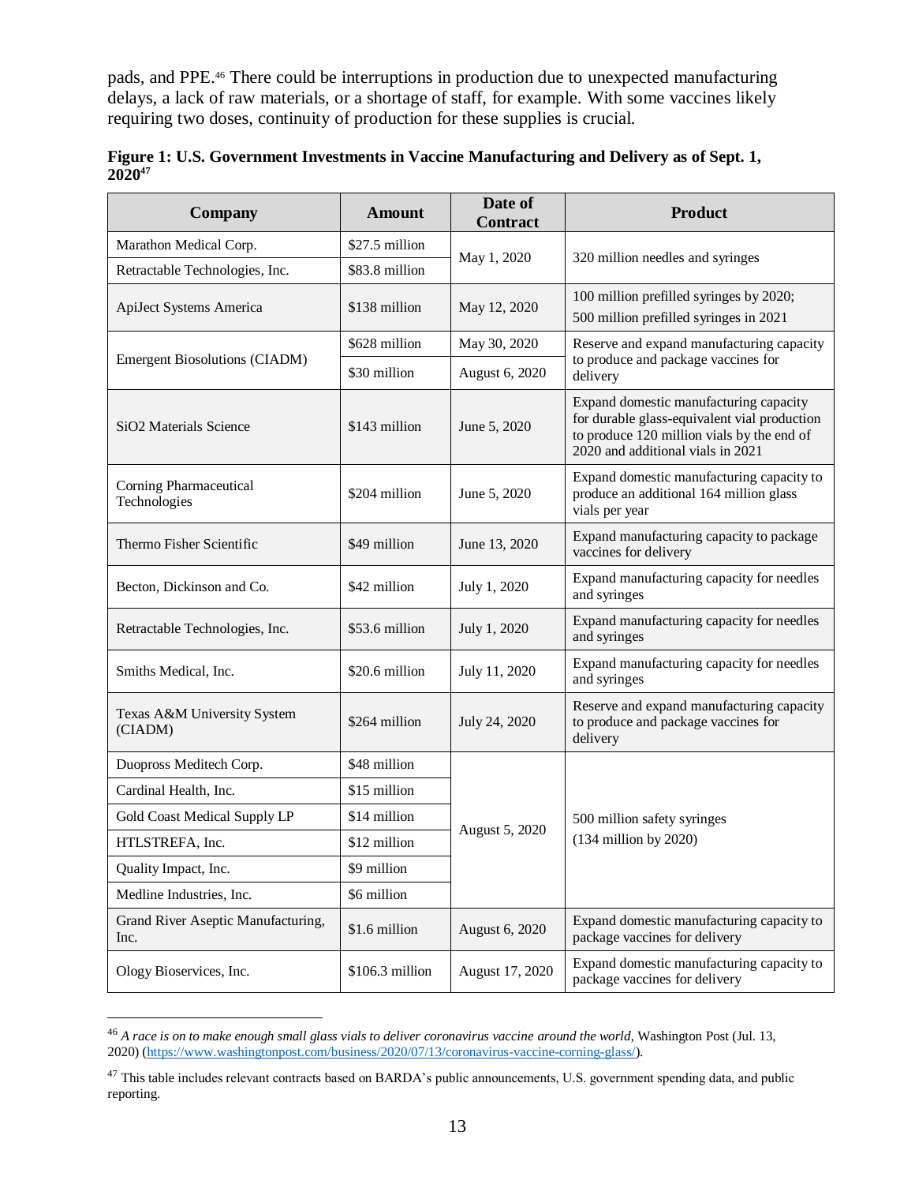pads, and PPE.[46] There could be interruptions in production due to unexpected manufacturing delays, a lack of raw materials, or a shortage of staff, for example. With some vaccines likely requiring two doses, continuity of production for these supplies is crucial.

**Figure 1: U.S. Government Investments in Vaccine Manufacturing and Delivery as of Sept. 1, 2020[47]**

| Company | Amount | Date of Contract | Product |
|---|---|---|---|
| Marathon Medical Corp. | $27.5 million | May 1, 2020 | 320 million needles and syringes |
| Retractable Technologies, Inc. | $83.8 million | | |
| ApiJect Systems America | $138 million | May 12, 2020 | 100 million prefilled syringes by 2020; 500 million prefilled syringes in 2021 |
| Emergent Biosolutions (CIADM) | $628 million | May 30, 2020 | Reserve and expand manufacturing capacity to produce and package vaccines for delivery |
| | $30 million | August 6, 2020 | |
| SiO2 Materials Science | $143 million | June 5, 2020 | Expand domestic manufacturing capacity for durable glass-equivalent vial production to produce 120 million vials by the end of 2020 and additional vials in 2021 |
| Corning Pharmaceutical Technologies | $204 million | June 5, 2020 | Expand domestic manufacturing capacity to produce an additional 164 million glass vials per year |
| Thermo Fisher Scientific | $49 million | June 13, 2020 | Expand manufacturing capacity to package vaccines for delivery |
| Becton, Dickinson and Co. | $42 million | July 1, 2020 | Expand manufacturing capacity for needles and syringes |
| Retractable Technologies, Inc. | $53.6 million | July 1, 2020 | Expand manufacturing capacity for needles and syringes |
| Smiths Medical, Inc. | $20.6 million | July 11, 2020 | Expand manufacturing capacity for needles and syringes |
| Texas A&M University System (CIADM) | $264 million | July 24, 2020 | Reserve and expand manufacturing capacity to produce and package vaccines for delivery |
| Duopross Meditech Corp. | $48 million | August 5, 2020 | 500 million safety syringes (134 million by 2020) |
| Cardinal Health, Inc. | $15 million | | |
| Gold Coast Medical Supply LP | $14 million | | |
| HTLSTREFA, Inc. | $12 million | | |
| Quality Impact, Inc. | $9 million | | |
| Medline Industries, Inc. | $6 million | | |
| Grand River Aseptic Manufacturing, Inc. | $1.6 million | August 6, 2020 | Expand domestic manufacturing capacity to package vaccines for delivery |
| Ology Bioservices, Inc. | $106.3 million | August 17, 2020 | Expand domestic manufacturing capacity to package vaccines for delivery |

[46] *A race is on to make enough small glass vials to deliver coronavirus vaccine around the world*, Washington Post (Jul. 13, 2020) (https://www.washingtonpost.com/business/2020/07/13/coronavirus-vaccine-corning-glass/).

[47] This table includes relevant contracts based on BARDA's public announcements, U.S. government spending data, and public reporting.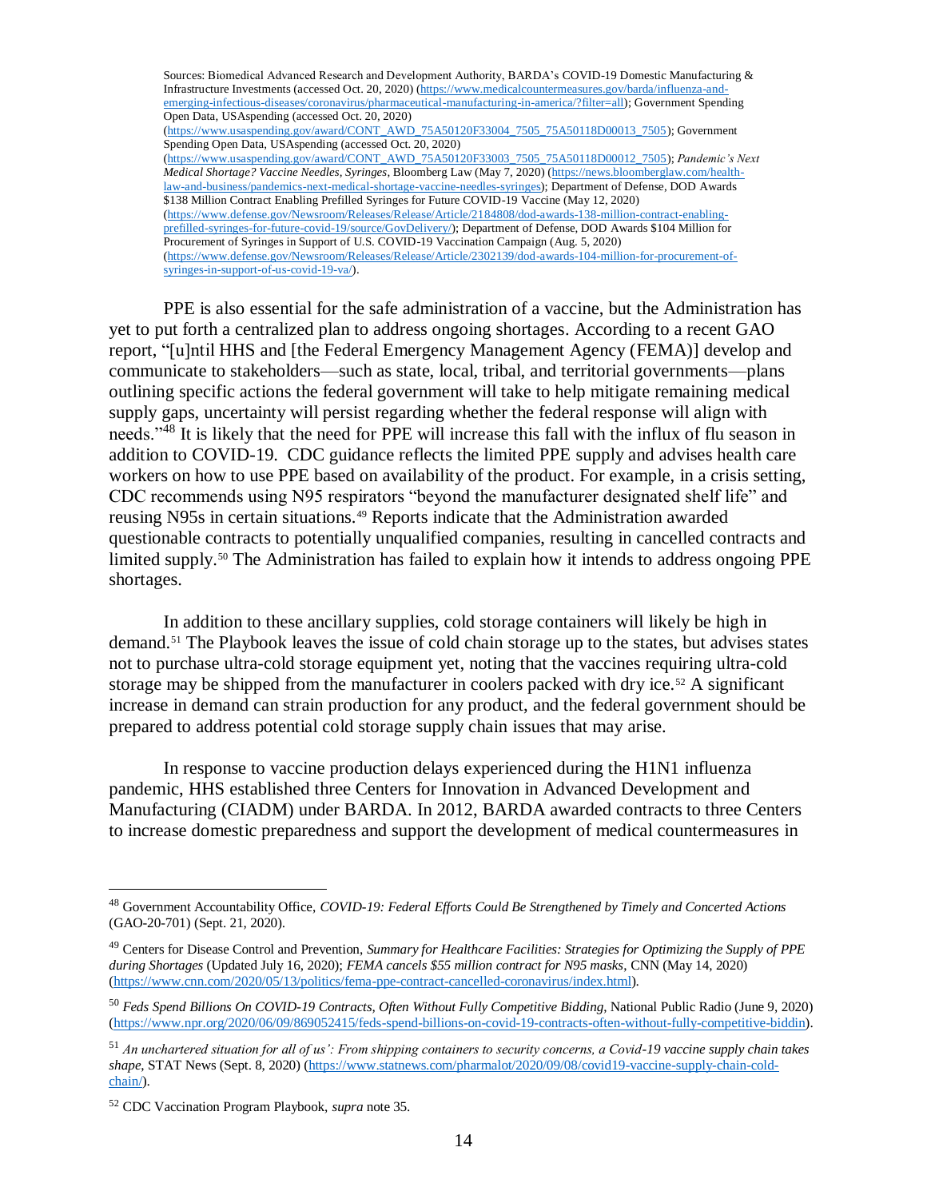Sources: Biomedical Advanced Research and Development Authority, BARDA's COVID-19 Domestic Manufacturing & Infrastructure Investments (accessed Oct. 20, 2020) (https://www.medicalcountermeasures.gov/barda/influenza-and-emerging-infectious-diseases/coronavirus/pharmaceutical-manufacturing-in-america/?filter=all); Government Spending Open Data, USAspending (accessed Oct. 20, 2020) (https://www.usaspending.gov/award/CONT_AWD_75A50120F33004_7505_75A50118D00013_7505); Government Spending Open Data, USAspending (accessed Oct. 20, 2020) (https://www.usaspending.gov/award/CONT_AWD_75A50120F33003_7505_75A50118D00012_7505); *Pandemic's Next Medical Shortage? Vaccine Needles, Syringes*, Bloomberg Law (May 7, 2020) (https://news.bloomberglaw.com/health-law-and-business/pandemics-next-medical-shortage-vaccine-needles-syringes); Department of Defense, DOD Awards $138 Million Contract Enabling Prefilled Syringes for Future COVID-19 Vaccine (May 12, 2020) (https://www.defense.gov/Newsroom/Releases/Release/Article/2184808/dod-awards-138-million-contract-enabling-prefilled-syringes-for-future-covid-19/source/GovDelivery/); Department of Defense, DOD Awards $104 Million for Procurement of Syringes in Support of U.S. COVID-19 Vaccination Campaign (Aug. 5, 2020) (https://www.defense.gov/Newsroom/Releases/Release/Article/2302139/dod-awards-104-million-for-procurement-of-syringes-in-support-of-us-covid-19-va/).

PPE is also essential for the safe administration of a vaccine, but the Administration has yet to put forth a centralized plan to address ongoing shortages. According to a recent GAO report, "[u]ntil HHS and [the Federal Emergency Management Agency (FEMA)] develop and communicate to stakeholders—such as state, local, tribal, and territorial governments—plans outlining specific actions the federal government will take to help mitigate remaining medical supply gaps, uncertainty will persist regarding whether the federal response will align with needs."[48] It is likely that the need for PPE will increase this fall with the influx of flu season in addition to COVID-19. CDC guidance reflects the limited PPE supply and advises health care workers on how to use PPE based on availability of the product. For example, in a crisis setting, CDC recommends using N95 respirators "beyond the manufacturer designated shelf life" and reusing N95s in certain situations.[49] Reports indicate that the Administration awarded questionable contracts to potentially unqualified companies, resulting in cancelled contracts and limited supply.[50] The Administration has failed to explain how it intends to address ongoing PPE shortages.

In addition to these ancillary supplies, cold storage containers will likely be high in demand.[51] The Playbook leaves the issue of cold chain storage up to the states, but advises states not to purchase ultra-cold storage equipment yet, noting that the vaccines requiring ultra-cold storage may be shipped from the manufacturer in coolers packed with dry ice.[52] A significant increase in demand can strain production for any product, and the federal government should be prepared to address potential cold storage supply chain issues that may arise.

In response to vaccine production delays experienced during the H1N1 influenza pandemic, HHS established three Centers for Innovation in Advanced Development and Manufacturing (CIADM) under BARDA. In 2012, BARDA awarded contracts to three Centers to increase domestic preparedness and support the development of medical countermeasures in

---

[48] Government Accountability Office, *COVID-19: Federal Efforts Could Be Strengthened by Timely and Concerted Actions* (GAO-20-701) (Sept. 21, 2020).

[49] Centers for Disease Control and Prevention, *Summary for Healthcare Facilities: Strategies for Optimizing the Supply of PPE during Shortages* (Updated July 16, 2020); *FEMA cancels $55 million contract for N95 masks*, CNN (May 14, 2020) (https://www.cnn.com/2020/05/13/politics/fema-ppe-contract-cancelled-coronavirus/index.html).

[50] *Feds Spend Billions On COVID-19 Contracts, Often Without Fully Competitive Bidding*, National Public Radio (June 9, 2020) (https://www.npr.org/2020/06/09/869052415/feds-spend-billions-on-covid-19-contracts-often-without-fully-competitive-biddin).

[51] *An unchartered situation for all of us': From shipping containers to security concerns, a Covid-19 vaccine supply chain takes shape*, STAT News (Sept. 8, 2020) (https://www.statnews.com/pharmalot/2020/09/08/covid19-vaccine-supply-chain-cold-chain/).

[52] CDC Vaccination Program Playbook, *supra* note 35.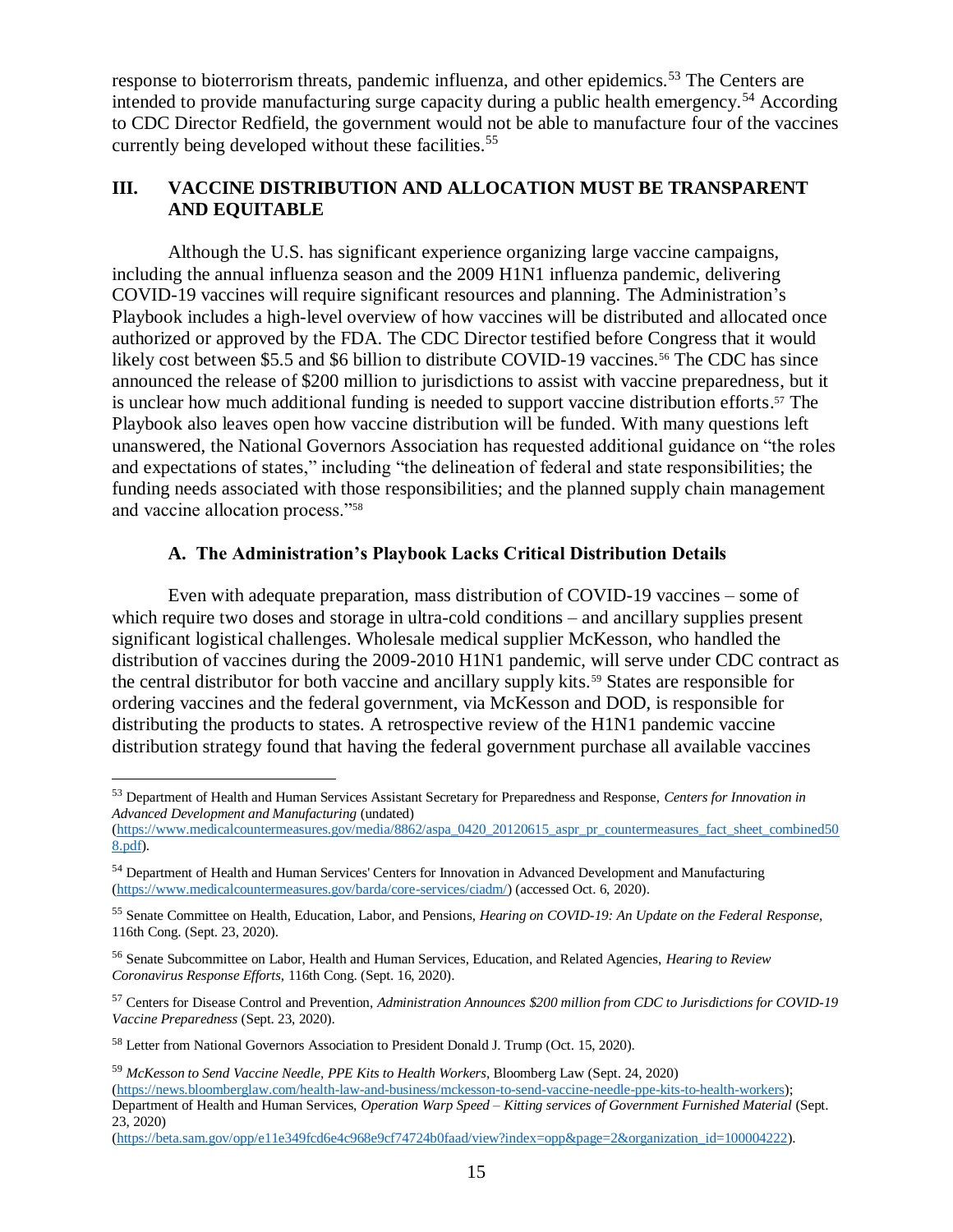response to bioterrorism threats, pandemic influenza, and other epidemics.[53] The Centers are intended to provide manufacturing surge capacity during a public health emergency.[54] According to CDC Director Redfield, the government would not be able to manufacture four of the vaccines currently being developed without these facilities.[55]

## III. VACCINE DISTRIBUTION AND ALLOCATION MUST BE TRANSPARENT AND EQUITABLE

Although the U.S. has significant experience organizing large vaccine campaigns, including the annual influenza season and the 2009 H1N1 influenza pandemic, delivering COVID-19 vaccines will require significant resources and planning. The Administration's Playbook includes a high-level overview of how vaccines will be distributed and allocated once authorized or approved by the FDA. The CDC Director testified before Congress that it would likely cost between $5.5 and $6 billion to distribute COVID-19 vaccines.[56] The CDC has since announced the release of $200 million to jurisdictions to assist with vaccine preparedness, but it is unclear how much additional funding is needed to support vaccine distribution efforts.[57] The Playbook also leaves open how vaccine distribution will be funded. With many questions left unanswered, the National Governors Association has requested additional guidance on "the roles and expectations of states," including "the delineation of federal and state responsibilities; the funding needs associated with those responsibilities; and the planned supply chain management and vaccine allocation process."[58]

### A. The Administration's Playbook Lacks Critical Distribution Details

Even with adequate preparation, mass distribution of COVID-19 vaccines – some of which require two doses and storage in ultra-cold conditions – and ancillary supplies present significant logistical challenges. Wholesale medical supplier McKesson, who handled the distribution of vaccines during the 2009-2010 H1N1 pandemic, will serve under CDC contract as the central distributor for both vaccine and ancillary supply kits.[59] States are responsible for ordering vaccines and the federal government, via McKesson and DOD, is responsible for distributing the products to states. A retrospective review of the H1N1 pandemic vaccine distribution strategy found that having the federal government purchase all available vaccines

---

[53] Department of Health and Human Services Assistant Secretary for Preparedness and Response, *Centers for Innovation in Advanced Development and Manufacturing* (undated) (https://www.medicalcountermeasures.gov/media/8862/aspa_0420_20120615_aspr_pr_countermeasures_fact_sheet_combined508.pdf).

[54] Department of Health and Human Services' Centers for Innovation in Advanced Development and Manufacturing (https://www.medicalcountermeasures.gov/barda/core-services/ciadm/) (accessed Oct. 6, 2020).

[55] Senate Committee on Health, Education, Labor, and Pensions, *Hearing on COVID-19: An Update on the Federal Response*, 116th Cong. (Sept. 23, 2020).

[56] Senate Subcommittee on Labor, Health and Human Services, Education, and Related Agencies, *Hearing to Review Coronavirus Response Efforts*, 116th Cong. (Sept. 16, 2020).

[57] Centers for Disease Control and Prevention, *Administration Announces $200 million from CDC to Jurisdictions for COVID-19 Vaccine Preparedness* (Sept. 23, 2020).

[58] Letter from National Governors Association to President Donald J. Trump (Oct. 15, 2020).

[59] *McKesson to Send Vaccine Needle, PPE Kits to Health Workers*, Bloomberg Law (Sept. 24, 2020) (https://news.bloomberglaw.com/health-law-and-business/mckesson-to-send-vaccine-needle-ppe-kits-to-health-workers); Department of Health and Human Services, *Operation Warp Speed – Kitting services of Government Furnished Material* (Sept. 23, 2020) (https://beta.sam.gov/opp/e11e349fcd6e4c968e9cf74724b0faad/view?index=opp&page=2&organization_id=100004222).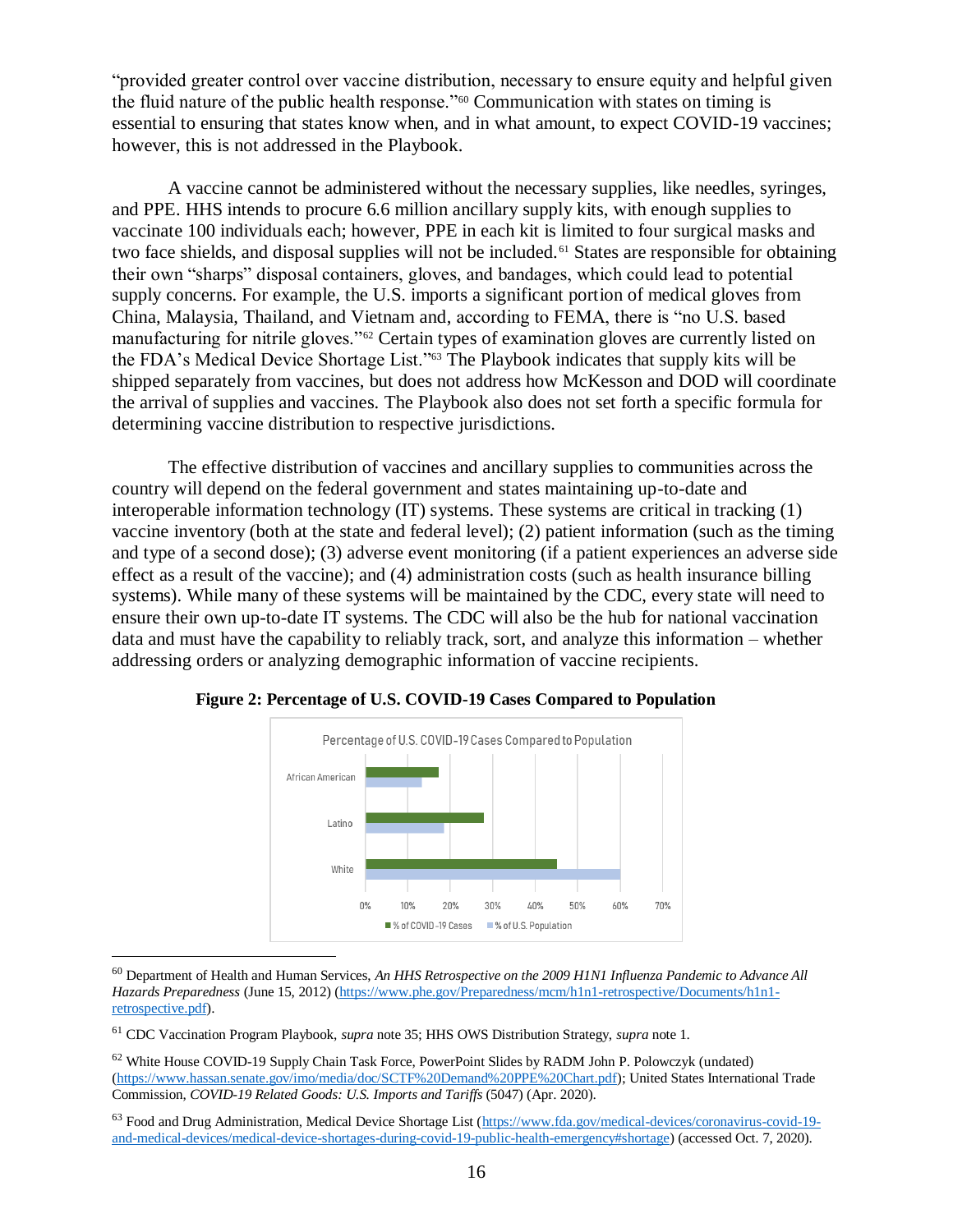"provided greater control over vaccine distribution, necessary to ensure equity and helpful given the fluid nature of the public health response."[60] Communication with states on timing is essential to ensuring that states know when, and in what amount, to expect COVID-19 vaccines; however, this is not addressed in the Playbook.

A vaccine cannot be administered without the necessary supplies, like needles, syringes, and PPE. HHS intends to procure 6.6 million ancillary supply kits, with enough supplies to vaccinate 100 individuals each; however, PPE in each kit is limited to four surgical masks and two face shields, and disposal supplies will not be included.[61] States are responsible for obtaining their own "sharps" disposal containers, gloves, and bandages, which could lead to potential supply concerns. For example, the U.S. imports a significant portion of medical gloves from China, Malaysia, Thailand, and Vietnam and, according to FEMA, there is "no U.S. based manufacturing for nitrile gloves."[62] Certain types of examination gloves are currently listed on the FDA's Medical Device Shortage List."[63] The Playbook indicates that supply kits will be shipped separately from vaccines, but does not address how McKesson and DOD will coordinate the arrival of supplies and vaccines. The Playbook also does not set forth a specific formula for determining vaccine distribution to respective jurisdictions.

The effective distribution of vaccines and ancillary supplies to communities across the country will depend on the federal government and states maintaining up-to-date and interoperable information technology (IT) systems. These systems are critical in tracking (1) vaccine inventory (both at the state and federal level); (2) patient information (such as the timing and type of a second dose); (3) adverse event monitoring (if a patient experiences an adverse side effect as a result of the vaccine); and (4) administration costs (such as health insurance billing systems). While many of these systems will be maintained by the CDC, every state will need to ensure their own up-to-date IT systems. The CDC will also be the hub for national vaccination data and must have the capability to reliably track, sort, and analyze this information – whether addressing orders or analyzing demographic information of vaccine recipients.

**Figure 2: Percentage of U.S. COVID-19 Cases Compared to Population**

Percentage of U.S. COVID-19 Cases Compared to Population

| | % of COVID-19 Cases | % of U.S. Population |
|---|---|---|
| African American | ~17% | ~13% |
| Latino | ~28% | ~18% |
| White | ~45% | ~60% |

---

[60] Department of Health and Human Services, *An HHS Retrospective on the 2009 H1N1 Influenza Pandemic to Advance All Hazards Preparedness* (June 15, 2012) (https://www.phe.gov/Preparedness/mcm/h1n1-retrospective/Documents/h1n1-retrospective.pdf).

[61] CDC Vaccination Program Playbook, *supra* note 35; HHS OWS Distribution Strategy, *supra* note 1.

[62] White House COVID-19 Supply Chain Task Force, PowerPoint Slides by RADM John P. Polowczyk (undated) (https://www.hassan.senate.gov/imo/media/doc/SCTF%20Demand%20PPE%20Chart.pdf); United States International Trade Commission, *COVID-19 Related Goods: U.S. Imports and Tariffs* (5047) (Apr. 2020).

[63] Food and Drug Administration, Medical Device Shortage List (https://www.fda.gov/medical-devices/coronavirus-covid-19-and-medical-devices/medical-device-shortages-during-covid-19-public-health-emergency#shortage) (accessed Oct. 7, 2020).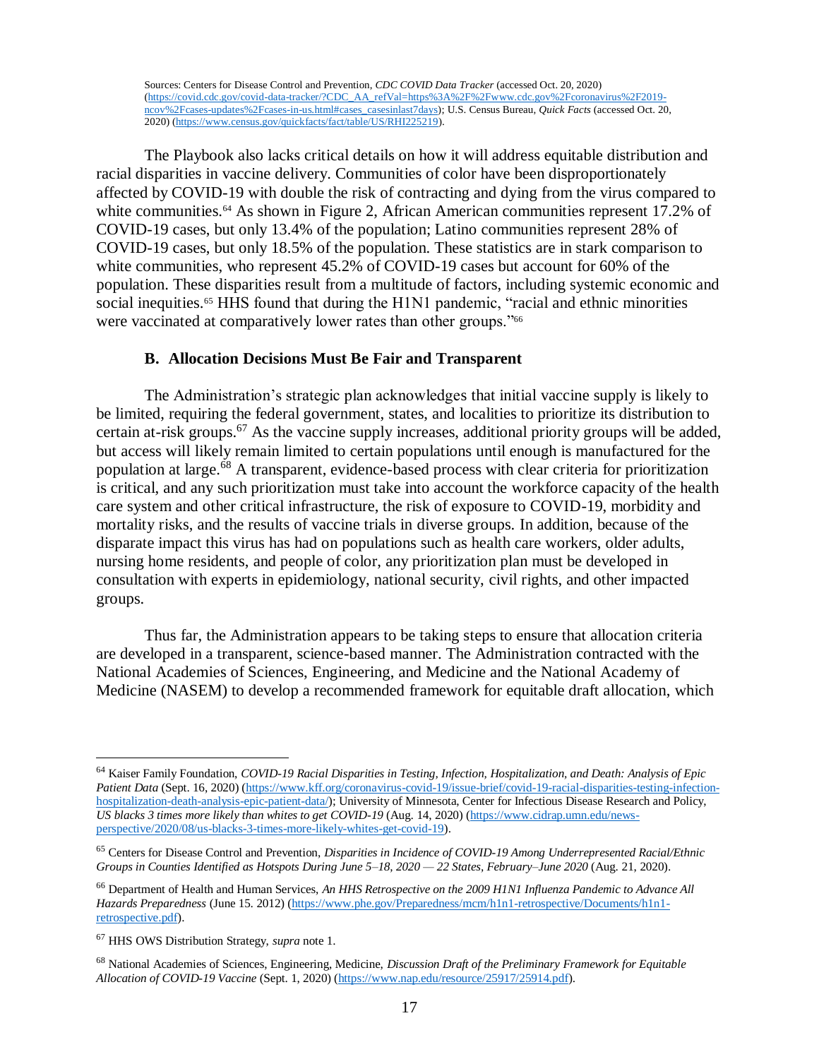Sources: Centers for Disease Control and Prevention, *CDC COVID Data Tracker* (accessed Oct. 20, 2020) (https://covid.cdc.gov/covid-data-tracker/?CDC_AA_refVal=https%3A%2F%2Fwww.cdc.gov%2Fcoronavirus%2F2019-ncov%2Fcases-updates%2Fcases-in-us.html#cases_casesinlast7days); U.S. Census Bureau, *Quick Facts* (accessed Oct. 20, 2020) (https://www.census.gov/quickfacts/fact/table/US/RHI225219).

The Playbook also lacks critical details on how it will address equitable distribution and racial disparities in vaccine delivery. Communities of color have been disproportionately affected by COVID-19 with double the risk of contracting and dying from the virus compared to white communities.[64] As shown in Figure 2, African American communities represent 17.2% of COVID-19 cases, but only 13.4% of the population; Latino communities represent 28% of COVID-19 cases, but only 18.5% of the population. These statistics are in stark comparison to white communities, who represent 45.2% of COVID-19 cases but account for 60% of the population. These disparities result from a multitude of factors, including systemic economic and social inequities.[65] HHS found that during the H1N1 pandemic, "racial and ethnic minorities were vaccinated at comparatively lower rates than other groups."[66]

### B. Allocation Decisions Must Be Fair and Transparent

The Administration's strategic plan acknowledges that initial vaccine supply is likely to be limited, requiring the federal government, states, and localities to prioritize its distribution to certain at-risk groups.[67] As the vaccine supply increases, additional priority groups will be added, but access will likely remain limited to certain populations until enough is manufactured for the population at large.[68] A transparent, evidence-based process with clear criteria for prioritization is critical, and any such prioritization must take into account the workforce capacity of the health care system and other critical infrastructure, the risk of exposure to COVID-19, morbidity and mortality risks, and the results of vaccine trials in diverse groups. In addition, because of the disparate impact this virus has had on populations such as health care workers, older adults, nursing home residents, and people of color, any prioritization plan must be developed in consultation with experts in epidemiology, national security, civil rights, and other impacted groups.

Thus far, the Administration appears to be taking steps to ensure that allocation criteria are developed in a transparent, science-based manner. The Administration contracted with the National Academies of Sciences, Engineering, and Medicine and the National Academy of Medicine (NASEM) to develop a recommended framework for equitable draft allocation, which

---

[64] Kaiser Family Foundation, *COVID-19 Racial Disparities in Testing, Infection, Hospitalization, and Death: Analysis of Epic Patient Data* (Sept. 16, 2020) (https://www.kff.org/coronavirus-covid-19/issue-brief/covid-19-racial-disparities-testing-infection-hospitalization-death-analysis-epic-patient-data/); University of Minnesota, Center for Infectious Disease Research and Policy, *US blacks 3 times more likely than whites to get COVID-19* (Aug. 14, 2020) (https://www.cidrap.umn.edu/news-perspective/2020/08/us-blacks-3-times-more-likely-whites-get-covid-19).

[65] Centers for Disease Control and Prevention, *Disparities in Incidence of COVID-19 Among Underrepresented Racial/Ethnic Groups in Counties Identified as Hotspots During June 5–18, 2020 — 22 States, February–June 2020* (Aug. 21, 2020).

[66] Department of Health and Human Services, *An HHS Retrospective on the 2009 H1N1 Influenza Pandemic to Advance All Hazards Preparedness* (June 15. 2012) (https://www.phe.gov/Preparedness/mcm/h1n1-retrospective/Documents/h1n1-retrospective.pdf).

[67] HHS OWS Distribution Strategy, *supra* note 1.

[68] National Academies of Sciences, Engineering, Medicine, *Discussion Draft of the Preliminary Framework for Equitable Allocation of COVID-19 Vaccine* (Sept. 1, 2020) (https://www.nap.edu/resource/25917/25914.pdf).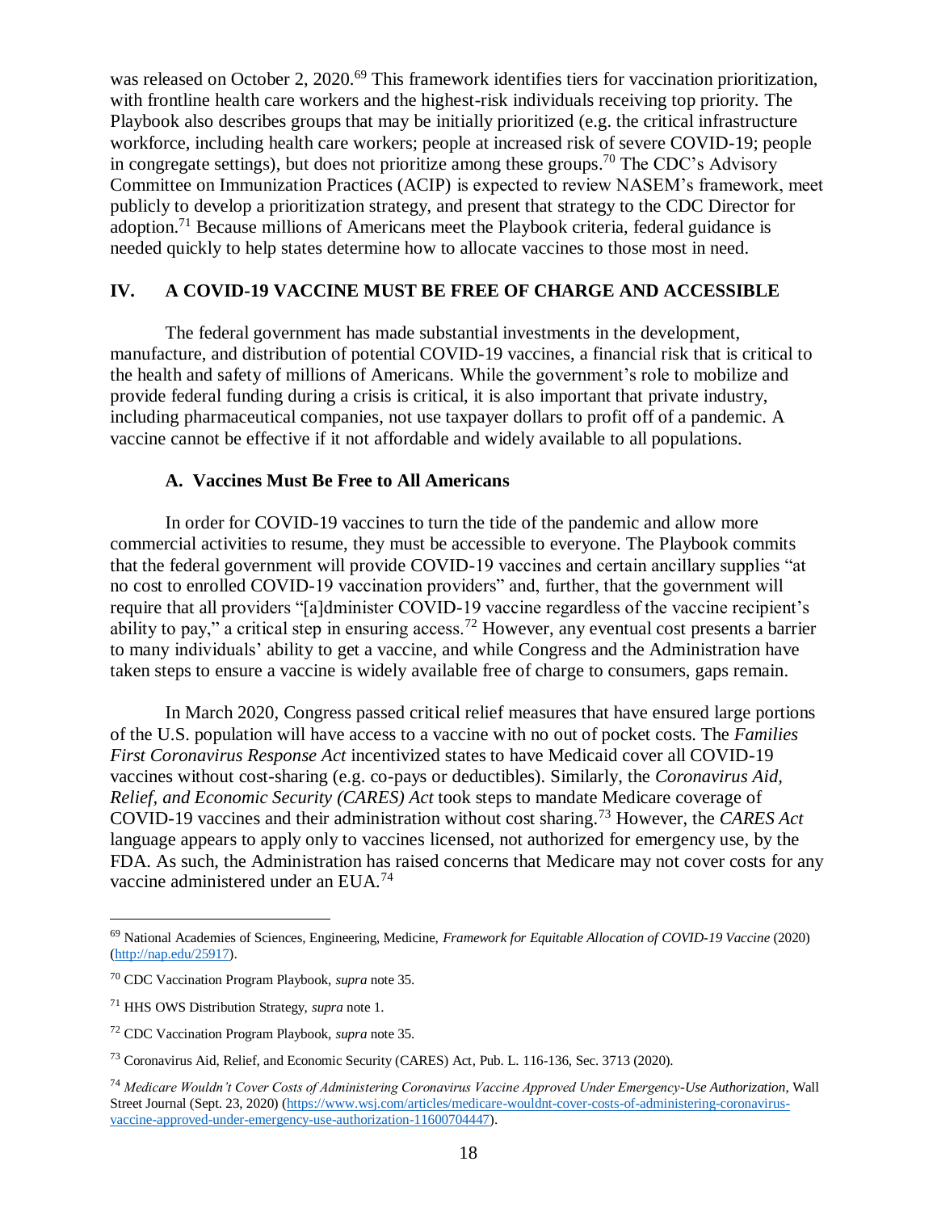was released on October 2, 2020.[69] This framework identifies tiers for vaccination prioritization, with frontline health care workers and the highest-risk individuals receiving top priority. The Playbook also describes groups that may be initially prioritized (e.g. the critical infrastructure workforce, including health care workers; people at increased risk of severe COVID-19; people in congregate settings), but does not prioritize among these groups.[70] The CDC's Advisory Committee on Immunization Practices (ACIP) is expected to review NASEM's framework, meet publicly to develop a prioritization strategy, and present that strategy to the CDC Director for adoption.[71] Because millions of Americans meet the Playbook criteria, federal guidance is needed quickly to help states determine how to allocate vaccines to those most in need.

## IV. A COVID-19 VACCINE MUST BE FREE OF CHARGE AND ACCESSIBLE

The federal government has made substantial investments in the development, manufacture, and distribution of potential COVID-19 vaccines, a financial risk that is critical to the health and safety of millions of Americans. While the government's role to mobilize and provide federal funding during a crisis is critical, it is also important that private industry, including pharmaceutical companies, not use taxpayer dollars to profit off of a pandemic. A vaccine cannot be effective if it not affordable and widely available to all populations.

### A. Vaccines Must Be Free to All Americans

In order for COVID-19 vaccines to turn the tide of the pandemic and allow more commercial activities to resume, they must be accessible to everyone. The Playbook commits that the federal government will provide COVID-19 vaccines and certain ancillary supplies "at no cost to enrolled COVID-19 vaccination providers" and, further, that the government will require that all providers "[a]dminister COVID-19 vaccine regardless of the vaccine recipient's ability to pay," a critical step in ensuring access.[72] However, any eventual cost presents a barrier to many individuals' ability to get a vaccine, and while Congress and the Administration have taken steps to ensure a vaccine is widely available free of charge to consumers, gaps remain.

In March 2020, Congress passed critical relief measures that have ensured large portions of the U.S. population will have access to a vaccine with no out of pocket costs. The *Families First Coronavirus Response Act* incentivized states to have Medicaid cover all COVID-19 vaccines without cost-sharing (e.g. co-pays or deductibles). Similarly, the *Coronavirus Aid, Relief, and Economic Security (CARES) Act* took steps to mandate Medicare coverage of COVID-19 vaccines and their administration without cost sharing.[73] However, the *CARES Act* language appears to apply only to vaccines licensed, not authorized for emergency use, by the FDA. As such, the Administration has raised concerns that Medicare may not cover costs for any vaccine administered under an EUA.[74]

---

[69] National Academies of Sciences, Engineering, Medicine, *Framework for Equitable Allocation of COVID-19 Vaccine* (2020) (http://nap.edu/25917).

[70] CDC Vaccination Program Playbook, *supra* note 35.

[71] HHS OWS Distribution Strategy, *supra* note 1.

[72] CDC Vaccination Program Playbook, *supra* note 35.

[73] Coronavirus Aid, Relief, and Economic Security (CARES) Act, Pub. L. 116-136, Sec. 3713 (2020).

[74] *Medicare Wouldn't Cover Costs of Administering Coronavirus Vaccine Approved Under Emergency-Use Authorization*, Wall Street Journal (Sept. 23, 2020) (https://www.wsj.com/articles/medicare-wouldnt-cover-costs-of-administering-coronavirus-vaccine-approved-under-emergency-use-authorization-11600704447).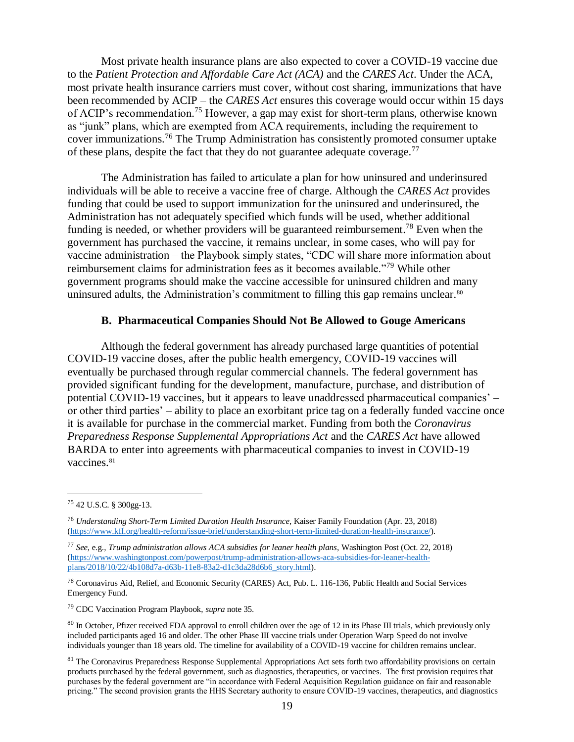Most private health insurance plans are also expected to cover a COVID-19 vaccine due to the *Patient Protection and Affordable Care Act (ACA)* and the *CARES Act*. Under the ACA, most private health insurance carriers must cover, without cost sharing, immunizations that have been recommended by ACIP – the *CARES Act* ensures this coverage would occur within 15 days of ACIP's recommendation.[75] However, a gap may exist for short-term plans, otherwise known as "junk" plans, which are exempted from ACA requirements, including the requirement to cover immunizations.[76] The Trump Administration has consistently promoted consumer uptake of these plans, despite the fact that they do not guarantee adequate coverage.[77]

The Administration has failed to articulate a plan for how uninsured and underinsured individuals will be able to receive a vaccine free of charge. Although the *CARES Act* provides funding that could be used to support immunization for the uninsured and underinsured, the Administration has not adequately specified which funds will be used, whether additional funding is needed, or whether providers will be guaranteed reimbursement.[78] Even when the government has purchased the vaccine, it remains unclear, in some cases, who will pay for vaccine administration – the Playbook simply states, "CDC will share more information about reimbursement claims for administration fees as it becomes available."[79] While other government programs should make the vaccine accessible for uninsured children and many uninsured adults, the Administration's commitment to filling this gap remains unclear.[80]

### B. Pharmaceutical Companies Should Not Be Allowed to Gouge Americans

Although the federal government has already purchased large quantities of potential COVID-19 vaccine doses, after the public health emergency, COVID-19 vaccines will eventually be purchased through regular commercial channels. The federal government has provided significant funding for the development, manufacture, purchase, and distribution of potential COVID-19 vaccines, but it appears to leave unaddressed pharmaceutical companies' – or other third parties' – ability to place an exorbitant price tag on a federally funded vaccine once it is available for purchase in the commercial market. Funding from both the *Coronavirus Preparedness Response Supplemental Appropriations Act* and the *CARES Act* have allowed BARDA to enter into agreements with pharmaceutical companies to invest in COVID-19 vaccines.[81]

---

[75] 42 U.S.C. § 300gg-13.

[76] *Understanding Short-Term Limited Duration Health Insurance*, Kaiser Family Foundation (Apr. 23, 2018) (https://www.kff.org/health-reform/issue-brief/understanding-short-term-limited-duration-health-insurance/).

[77] *See*, e.g., *Trump administration allows ACA subsidies for leaner health plans*, Washington Post (Oct. 22, 2018) (https://www.washingtonpost.com/powerpost/trump-administration-allows-aca-subsidies-for-leaner-health-plans/2018/10/22/4b108d7a-d63b-11e8-83a2-d1c3da28d6b6_story.html).

[78] Coronavirus Aid, Relief, and Economic Security (CARES) Act, Pub. L. 116-136, Public Health and Social Services Emergency Fund.

[79] CDC Vaccination Program Playbook, *supra* note 35.

[80] In October, Pfizer received FDA approval to enroll children over the age of 12 in its Phase III trials, which previously only included participants aged 16 and older. The other Phase III vaccine trials under Operation Warp Speed do not involve individuals younger than 18 years old. The timeline for availability of a COVID-19 vaccine for children remains unclear.

[81] The Coronavirus Preparedness Response Supplemental Appropriations Act sets forth two affordability provisions on certain products purchased by the federal government, such as diagnostics, therapeutics, or vaccines. The first provision requires that purchases by the federal government are "in accordance with Federal Acquisition Regulation guidance on fair and reasonable pricing." The second provision grants the HHS Secretary authority to ensure COVID-19 vaccines, therapeutics, and diagnostics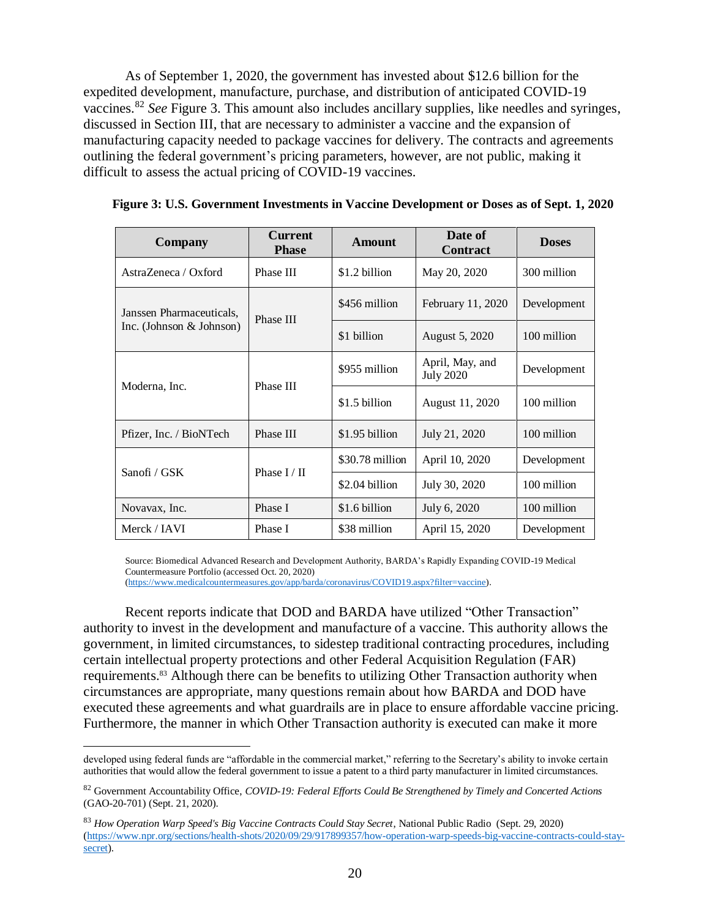As of September 1, 2020, the government has invested about $12.6 billion for the expedited development, manufacture, purchase, and distribution of anticipated COVID-19 vaccines.[82] *See* Figure 3. This amount also includes ancillary supplies, like needles and syringes, discussed in Section III, that are necessary to administer a vaccine and the expansion of manufacturing capacity needed to package vaccines for delivery. The contracts and agreements outlining the federal government's pricing parameters, however, are not public, making it difficult to assess the actual pricing of COVID-19 vaccines.

**Figure 3: U.S. Government Investments in Vaccine Development or Doses as of Sept. 1, 2020**

| Company | Current Phase | Amount | Date of Contract | Doses |
|---|---|---|---|---|
| AstraZeneca / Oxford | Phase III | $1.2 billion | May 20, 2020 | 300 million |
| Janssen Pharmaceuticals, Inc. (Johnson & Johnson) | Phase III | $456 million | February 11, 2020 | Development |
| | | $1 billion | August 5, 2020 | 100 million |
| Moderna, Inc. | Phase III | $955 million | April, May, and July 2020 | Development |
| | | $1.5 billion | August 11, 2020 | 100 million |
| Pfizer, Inc. / BioNTech | Phase III | $1.95 billion | July 21, 2020 | 100 million |
| Sanofi / GSK | Phase I / II | $30.78 million | April 10, 2020 | Development |
| | | $2.04 billion | July 30, 2020 | 100 million |
| Novavax, Inc. | Phase I | $1.6 billion | July 6, 2020 | 100 million |
| Merck / IAVI | Phase I | $38 million | April 15, 2020 | Development |

Source: Biomedical Advanced Research and Development Authority, BARDA's Rapidly Expanding COVID-19 Medical Countermeasure Portfolio (accessed Oct. 20, 2020) (https://www.medicalcountermeasures.gov/app/barda/coronavirus/COVID19.aspx?filter=vaccine).

Recent reports indicate that DOD and BARDA have utilized "Other Transaction" authority to invest in the development and manufacture of a vaccine. This authority allows the government, in limited circumstances, to sidestep traditional contracting procedures, including certain intellectual property protections and other Federal Acquisition Regulation (FAR) requirements.[83] Although there can be benefits to utilizing Other Transaction authority when circumstances are appropriate, many questions remain about how BARDA and DOD have executed these agreements and what guardrails are in place to ensure affordable vaccine pricing. Furthermore, the manner in which Other Transaction authority is executed can make it more

---

developed using federal funds are "affordable in the commercial market," referring to the Secretary's ability to invoke certain authorities that would allow the federal government to issue a patent to a third party manufacturer in limited circumstances.

[82] Government Accountability Office, *COVID-19: Federal Efforts Could Be Strengthened by Timely and Concerted Actions* (GAO-20-701) (Sept. 21, 2020).

[83] *How Operation Warp Speed's Big Vaccine Contracts Could Stay Secret*, National Public Radio (Sept. 29, 2020) (https://www.npr.org/sections/health-shots/2020/09/29/917899357/how-operation-warp-speeds-big-vaccine-contracts-could-stay-secret).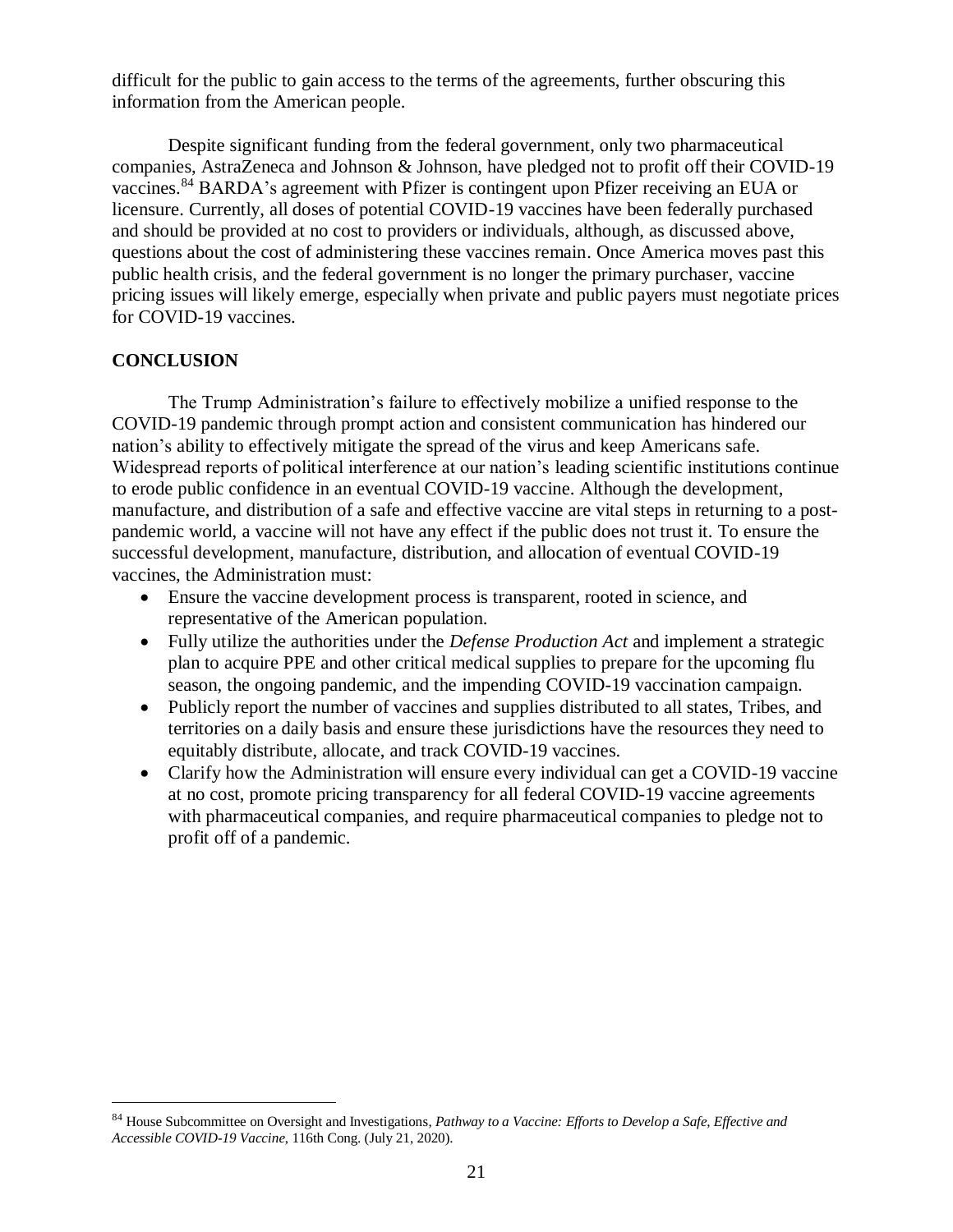difficult for the public to gain access to the terms of the agreements, further obscuring this information from the American people.

Despite significant funding from the federal government, only two pharmaceutical companies, AstraZeneca and Johnson & Johnson, have pledged not to profit off their COVID-19 vaccines.[84] BARDA's agreement with Pfizer is contingent upon Pfizer receiving an EUA or licensure. Currently, all doses of potential COVID-19 vaccines have been federally purchased and should be provided at no cost to providers or individuals, although, as discussed above, questions about the cost of administering these vaccines remain. Once America moves past this public health crisis, and the federal government is no longer the primary purchaser, vaccine pricing issues will likely emerge, especially when private and public payers must negotiate prices for COVID-19 vaccines.

## CONCLUSION

The Trump Administration's failure to effectively mobilize a unified response to the COVID-19 pandemic through prompt action and consistent communication has hindered our nation's ability to effectively mitigate the spread of the virus and keep Americans safe. Widespread reports of political interference at our nation's leading scientific institutions continue to erode public confidence in an eventual COVID-19 vaccine. Although the development, manufacture, and distribution of a safe and effective vaccine are vital steps in returning to a post-pandemic world, a vaccine will not have any effect if the public does not trust it. To ensure the successful development, manufacture, distribution, and allocation of eventual COVID-19 vaccines, the Administration must:

- Ensure the vaccine development process is transparent, rooted in science, and representative of the American population.
- Fully utilize the authorities under the *Defense Production Act* and implement a strategic plan to acquire PPE and other critical medical supplies to prepare for the upcoming flu season, the ongoing pandemic, and the impending COVID-19 vaccination campaign.
- Publicly report the number of vaccines and supplies distributed to all states, Tribes, and territories on a daily basis and ensure these jurisdictions have the resources they need to equitably distribute, allocate, and track COVID-19 vaccines.
- Clarify how the Administration will ensure every individual can get a COVID-19 vaccine at no cost, promote pricing transparency for all federal COVID-19 vaccine agreements with pharmaceutical companies, and require pharmaceutical companies to pledge not to profit off of a pandemic.

---

[84] House Subcommittee on Oversight and Investigations, *Pathway to a Vaccine: Efforts to Develop a Safe, Effective and Accessible COVID-19 Vaccine*, 116th Cong. (July 21, 2020).